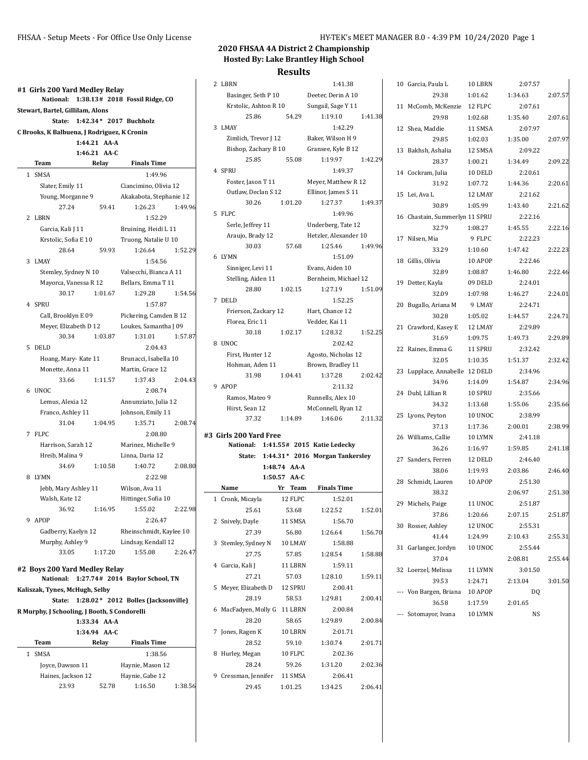## 2020 FHSAA 4A District 2 Championship
### Hosted By: Lake Brantley High School
### Results

#### #1 Girls 200 Yard Medley Relay

National: 1:38.13# 2018 Fossil Ridge, CO
Stewart, Bartel, Gillilam, Alons
State: 1:42.34* 2017 Buchholz
C Brooks, K Balbuena, J Rodriguez, K Cronin
1:44.21 AA-A
1:46.21 AA-C

| | Team | Relay | Finals Time | |
|---|---|---|---|---|
| 1 | SMSA | | 1:49.96 | |
| | Slater, Emily 11 | | Ciancimino, Olivia 12 | |
| | Young, Morganne 9 | | Akakabota, Stephanie 12 | |
| | 27.24 | 59.41 | 1:26.23 | 1:49.96 |
| 2 | LBRN | | 1:52.29 | |
| | Garcia, Kali J 11 | | Bruining, Heidi L 11 | |
| | Krstolic, Sofia E 10 | | Truong, Natalie U 10 | |
| | 28.64 | 59.93 | 1:26.64 | 1:52.29 |
| 3 | LMAY | | 1:54.56 | |
| | Stemley, Sydney N 10 | | Valsecchi, Bianca A 11 | |
| | Mayorca, Vanessa R 12 | | Bellars, Emma T 11 | |
| | 30.17 | 1:01.67 | 1:29.28 | 1:54.56 |
| 4 | SPRU | | 1:57.87 | |
| | Call, Brooklyn E 09 | | Pickering, Camden B 12 | |
| | Meyer, Elizabeth D 12 | | Loukes, Samantha J 09 | |
| | 30.34 | 1:03.87 | 1:31.01 | 1:57.87 |
| 5 | DELD | | 2:04.43 | |
| | Hoang, Mary- Kate 11 | | Brunacci, Isabella 10 | |
| | Monette, Anna 11 | | Martin, Grace 12 | |
| | 33.66 | 1:11.57 | 1:37.43 | 2:04.43 |
| 6 | UNOC | | 2:08.74 | |
| | Lemus, Alexia 12 | | Annunziato, Julia 12 | |
| | Franco, Ashley 11 | | Johnson, Emily 11 | |
| | 31.04 | 1:04.95 | 1:35.71 | 2:08.74 |
| 7 | FLPC | | 2:08.80 | |
| | Harrison, Sarah 12 | | Marinez, Michelle 9 | |
| | Hreib, Malina 9 | | Linna, Daria 12 | |
| | 34.69 | 1:10.58 | 1:40.72 | 2:08.80 |
| 8 | LYMN | | 2:22.98 | |
| | Jebb, Mary Ashley 11 | | Wilson, Ava 11 | |
| | Walsh, Kate 12 | | Hittinger, Sofia 10 | |
| | 36.92 | 1:16.95 | 1:55.02 | 2:22.98 |
| 9 | APOP | | 2:26.47 | |
| | Gadberry, Kaelyn 12 | | Rheinschmidt, Kaylee 10 | |
| | Murphy, Ashley 9 | | Lindsay, Kendall 12 | |
| | 33.05 | 1:17.20 | 1:55.08 | 2:26.47 |

#### #2 Boys 200 Yard Medley Relay

National: 1:27.74# 2014 Baylor School, TN
Kaliszak, Tynes, McHugh, Selby
State: 1:28.02* 2012 Bolles (Jacksonville)
R Murphy, J Schooling, J Booth, S Condorelli
1:33.34 AA-A
1:34.94 AA-C

| | Team | Relay | Finals Time | |
|---|---|---|---|---|
| 1 | SMSA | | 1:38.56 | |
| | Joyce, Dawson 11 | | Haynie, Mason 12 | |
| | Haines, Jackson 12 | | Haynie, Gabe 12 | |
| | 23.93 | 52.78 | 1:16.50 | 1:38.56 |
| 2 | LBRN | | 1:41.38 | |
| | Basinger, Seth P 10 | | Deeter, Derin A 10 | |
| | Krstolic, Ashton R 10 | | Sungail, Sage Y 11 | |
| | 25.86 | 54.29 | 1:19.10 | 1:41.38 |
| 3 | LMAY | | 1:42.29 | |
| | Zimlich, Trevor J 12 | | Baker, Wilson H 9 | |
| | Bishop, Zachary B 10 | | Gransee, Kyle B 12 | |
| | 25.85 | 55.08 | 1:19.97 | 1:42.29 |
| 4 | SPRU | | 1:49.37 | |
| | Foster, Jason T 11 | | Meyer, Matthew R 12 | |
| | Outlaw, Declan S 12 | | Ellinor, James S 11 | |
| | 30.26 | 1:01.20 | 1:27.37 | 1:49.37 |
| 5 | FLPC | | 1:49.96 | |
| | Serle, Jeffrey 11 | | Underberg, Tate 12 | |
| | Araujo, Brady 12 | | Hetzler, Alexander 10 | |
| | 30.03 | 57.68 | 1:25.46 | 1:49.96 |
| 6 | LYMN | | 1:51.09 | |
| | Sinniger, Levi 11 | | Evans, Aiden 10 | |
| | Stelling, Aiden 11 | | Bernheim, Michael 12 | |
| | 28.80 | 1:02.15 | 1:27.19 | 1:51.09 |
| 7 | DELD | | 1:52.25 | |
| | Frierson, Zackary 12 | | Hart, Chance 12 | |
| | Florea, Eric 11 | | Vedder, Kai 11 | |
| | 30.18 | 1:02.17 | 1:28.32 | 1:52.25 |
| 8 | UNOC | | 2:02.42 | |
| | First, Hunter 12 | | Agosto, Nicholas 12 | |
| | Hohman, Aden 11 | | Brown, Bradley 11 | |
| | 31.98 | 1:04.41 | 1:37.28 | 2:02.42 |
| 9 | APOP | | 2:11.32 | |
| | Ramos, Mateo 9 | | Runnells, Alex 10 | |
| | Hirst, Sean 12 | | McConnell, Ryan 12 | |
| | 37.32 | 1:14.89 | 1:46.06 | 2:11.32 |

#### #3 Girls 200 Yard Free

National: 1:41.55# 2015 Katie Ledecky
State: 1:44.31* 2016 Morgan Tankersley
1:48.74 AA-A
1:50.57 AA-C

| | Name | Yr | Team | Finals Time |
|---|---|---|---|---|
| 1 | Cronk, Micayla | 12 | FLPC | 1:52.01 |
| | 25.61 | 53.68 | 1:22.52 | 1:52.01 |
| 2 | Snively, Dayle | 11 | SMSA | 1:56.70 |
| | 27.39 | 56.80 | 1:26.64 | 1:56.70 |
| 3 | Stemley, Sydney N | 10 | LMAY | 1:58.88 |
| | 27.75 | 57.85 | 1:28.54 | 1:58.88 |
| 4 | Garcia, Kali J | 11 | LBRN | 1:59.11 |
| | 27.21 | 57.03 | 1:28.10 | 1:59.11 |
| 5 | Meyer, Elizabeth D | 12 | SPRU | 2:00.41 |
| | 28.19 | 58.53 | 1:29.81 | 2:00.41 |
| 6 | MacFadyen, Molly G | 11 | LBRN | 2:00.84 |
| | 28.20 | 58.65 | 1:29.89 | 2:00.84 |
| 7 | Jones, Ragen K | 10 | LBRN | 2:01.71 |
| | 28.52 | 59.10 | 1:30.74 | 2:01.71 |
| 8 | Hurley, Megan | 10 | FLPC | 2:02.36 |
| | 28.24 | 59.26 | 1:31.20 | 2:02.36 |
| 9 | Cressman, Jennifer | 11 | SMSA | 2:06.41 |
| | 29.45 | 1:01.25 | 1:34.25 | 2:06.41 |
| 10 | Garcia, Paula L | 10 | LBRN | 2:07.57 |
| | 29.38 | 1:01.62 | 1:34.63 | 2:07.57 |
| 11 | McComb, McKenzie | 12 | FLPC | 2:07.61 |
| | 29.98 | 1:02.68 | 1:35.40 | 2:07.61 |
| 12 | Shea, Maddie | 11 | SMSA | 2:07.97 |
| | 29.85 | 1:02.03 | 1:35.00 | 2:07.97 |
| 13 | Bakhsh, Ashalia | 12 | SMSA | 2:09.22 |
| | 28.37 | 1:00.21 | 1:34.49 | 2:09.22 |
| 14 | Cockram, Julia | 10 | DELD | 2:20.61 |
| | 31.92 | 1:07.72 | 1:44.36 | 2:20.61 |
| 15 | Lei, Ava L | 12 | LMAY | 2:21.62 |
| | 30.89 | 1:05.99 | 1:43.40 | 2:21.62 |
| 16 | Chastain, Summerlyn | 11 | SPRU | 2:22.16 |
| | 32.79 | 1:08.27 | 1:45.55 | 2:22.16 |
| 17 | Nilsen, Mia | 9 | FLPC | 2:22.23 |
| | 33.29 | 1:10.60 | 1:47.42 | 2:22.23 |
| 18 | Gillis, Olivia | 10 | APOP | 2:22.46 |
| | 32.89 | 1:08.87 | 1:46.80 | 2:22.46 |
| 19 | Detter, Kayla | 09 | DELD | 2:24.01 |
| | 32.09 | 1:07.98 | 1:46.27 | 2:24.01 |
| 20 | Bugallo, Ariana M | 9 | LMAY | 2:24.71 |
| | 30.28 | 1:05.02 | 1:44.57 | 2:24.71 |
| 21 | Crawford, Kasey E | 12 | LMAY | 2:29.89 |
| | 31.69 | 1:09.75 | 1:49.73 | 2:29.89 |
| 22 | Raines, Emma G | 11 | SPRU | 2:32.42 |
| | 32.05 | 1:10.35 | 1:51.37 | 2:32.42 |
| 23 | Lupplace, Annabelle | 12 | DELD | 2:34.96 |
| | 34.96 | 1:14.09 | 1:54.87 | 2:34.96 |
| 24 | Duhl, Lillian R | 10 | SPRU | 2:35.66 |
| | 34.32 | 1:13.68 | 1:55.06 | 2:35.66 |
| 25 | Lyons, Peyton | 10 | UNOC | 2:38.99 |
| | 37.13 | 1:17.36 | 2:00.01 | 2:38.99 |
| 26 | Williams, Callie | 10 | LYMN | 2:41.18 |
| | 36.26 | 1:16.97 | 1:59.85 | 2:41.18 |
| 27 | Sanders, Ferren | 12 | DELD | 2:46.40 |
| | 38.06 | 1:19.93 | 2:03.86 | 2:46.40 |
| 28 | Schmidt, Lauren | 10 | APOP | 2:51.30 |
| | 38.32 | | 2:06.97 | 2:51.30 |
| 29 | Michels, Paige | 11 | UNOC | 2:51.87 |
| | 37.86 | 1:20.66 | 2:07.15 | 2:51.87 |
| 30 | Rosser, Ashley | 12 | UNOC | 2:55.31 |
| | 41.44 | 1:24.99 | 2:10.43 | 2:55.31 |
| 31 | Garlanger, Jordyn | 10 | UNOC | 2:55.44 |
| | 37.04 | | 2:08.81 | 2:55.44 |
| 32 | Loerzel, Melissa | 11 | LYMN | 3:01.50 |
| | 39.53 | 1:24.71 | 2:13.04 | 3:01.50 |
| --- | Von Bargen, Briana | 10 | APOP | DQ |
| | 36.58 | 1:17.59 | 2:01.65 | |
| --- | Sotomayor, Ivana | 10 | LYMN | NS |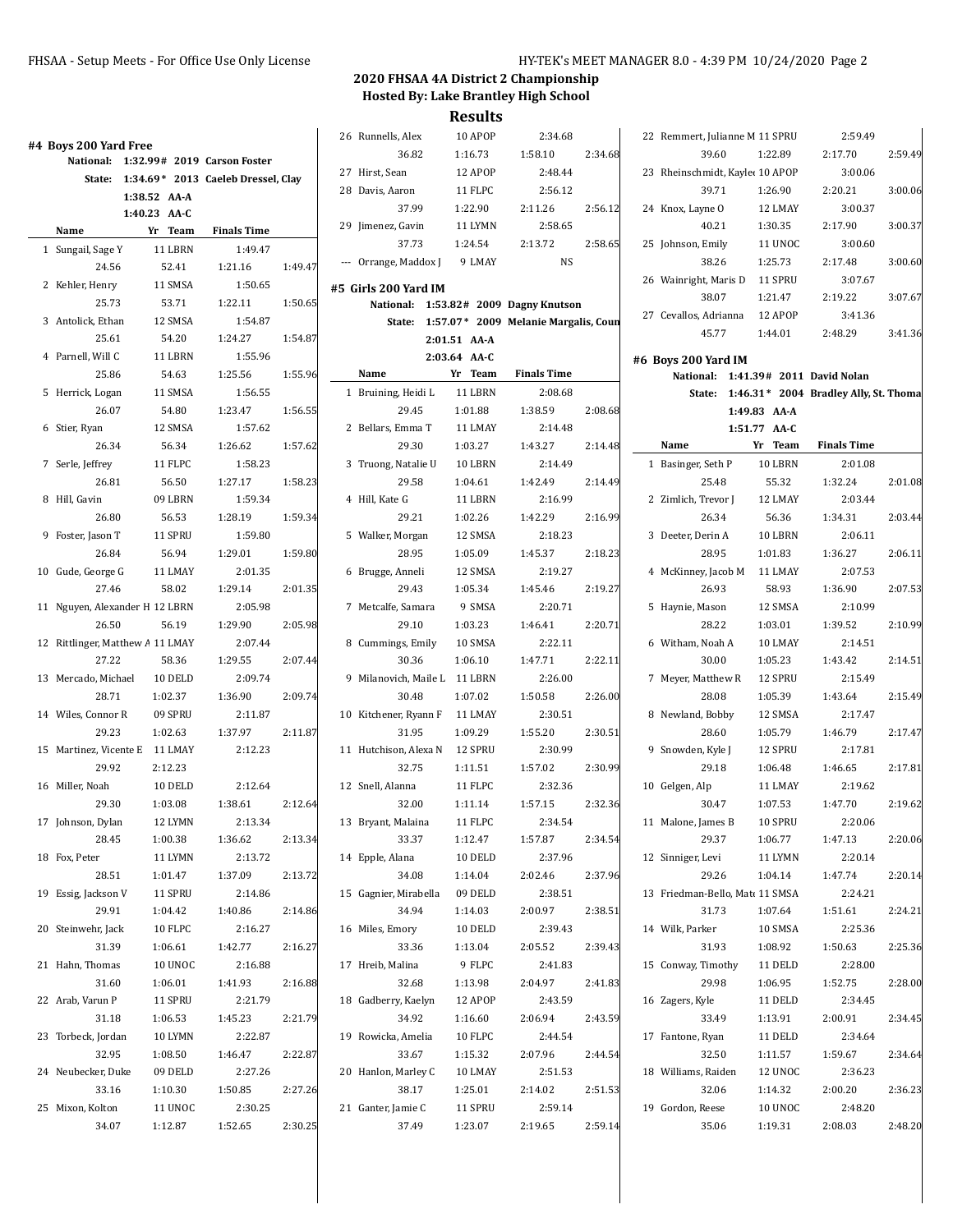## 2020 FHSAA 4A District 2 Championship
### Hosted By: Lake Brantley High School
### Results

#### #4 Boys 200 Yard Free

National: 1:32.99# 2019 Carson Foster
State: 1:34.69* 2013 Caeleb Dressel, Clay
1:38.52 AA-A
1:40.23 AA-C

| | Name | Yr | Team | Finals Time | | | |
|---|---|---|---|---|---|---|---|
| 1 | Sungail, Sage Y | 11 | LBRN | 1:49.47 | | | |
| | 24.56 | 52.41 | | 1:21.16 | 1:49.47 | | |
| 2 | Kehler, Henry | 11 | SMSA | 1:50.65 | | | |
| | 25.73 | 53.71 | | 1:22.11 | 1:50.65 | | |
| 3 | Antolick, Ethan | 12 | SMSA | 1:54.87 | | | |
| | 25.61 | 54.20 | | 1:24.27 | 1:54.87 | | |
| 4 | Parnell, Will C | 11 | LBRN | 1:55.96 | | | |
| | 25.86 | 54.63 | | 1:25.56 | 1:55.96 | | |
| 5 | Herrick, Logan | 11 | SMSA | 1:56.55 | | | |
| | 26.07 | 54.80 | | 1:23.47 | 1:56.55 | | |
| 6 | Stier, Ryan | 12 | SMSA | 1:57.62 | | | |
| | 26.34 | 56.34 | | 1:26.62 | 1:57.62 | | |
| 7 | Serle, Jeffrey | 11 | FLPC | 1:58.23 | | | |
| | 26.81 | 56.50 | | 1:27.17 | 1:58.23 | | |
| 8 | Hill, Gavin | 09 | LBRN | 1:59.34 | | | |
| | 26.80 | 56.53 | | 1:28.19 | 1:59.34 | | |
| 9 | Foster, Jason T | 11 | SPRU | 1:59.80 | | | |
| | 26.84 | 56.94 | | 1:29.01 | 1:59.80 | | |
| 10 | Gude, George G | 11 | LMAY | 2:01.35 | | | |
| | 27.46 | 58.02 | | 1:29.14 | 2:01.35 | | |
| 11 | Nguyen, Alexander H | 12 | LBRN | 2:05.98 | | | |
| | 26.50 | 56.19 | | 1:29.90 | 2:05.98 | | |
| 12 | Rittlinger, Matthew A | 11 | LMAY | 2:07.44 | | | |
| | 27.22 | 58.36 | | 1:29.55 | 2:07.44 | | |
| 13 | Mercado, Michael | 10 | DELD | 2:09.74 | | | |
| | 28.71 | 1:02.37 | | 1:36.90 | 2:09.74 | | |
| 14 | Wiles, Connor R | 09 | SPRU | 2:11.87 | | | |
| | 29.23 | 1:02.63 | | 1:37.97 | 2:11.87 | | |
| 15 | Martinez, Vicente E | 11 | LMAY | 2:12.23 | | | |
| | 29.92 | 2:12.23 | | | | | |
| 16 | Miller, Noah | 10 | DELD | 2:12.64 | | | |
| | 29.30 | 1:03.08 | | 1:38.61 | 2:12.64 | | |
| 17 | Johnson, Dylan | 12 | LYMN | 2:13.34 | | | |
| | 28.45 | 1:00.38 | | 1:36.62 | 2:13.34 | | |
| 18 | Fox, Peter | 11 | LYMN | 2:13.72 | | | |
| | 28.51 | 1:01.47 | | 1:37.09 | 2:13.72 | | |
| 19 | Essig, Jackson V | 11 | SPRU | 2:14.86 | | | |
| | 29.91 | 1:04.42 | | 1:40.86 | 2:14.86 | | |
| 20 | Steinwehr, Jack | 10 | FLPC | 2:16.27 | | | |
| | 31.39 | 1:06.61 | | 1:42.77 | 2:16.27 | | |
| 21 | Hahn, Thomas | 10 | UNOC | 2:16.88 | | | |
| | 31.60 | 1:06.01 | | 1:41.93 | 2:16.88 | | |
| 22 | Arab, Varun P | 11 | SPRU | 2:21.79 | | | |
| | 31.18 | 1:06.53 | | 1:45.23 | 2:21.79 | | |
| 23 | Torbeck, Jordan | 10 | LYMN | 2:22.87 | | | |
| | 32.95 | 1:08.50 | | 1:46.47 | 2:22.87 | | |
| 24 | Neubecker, Duke | 09 | DELD | 2:27.26 | | | |
| | 33.16 | 1:10.30 | | 1:50.85 | 2:27.26 | | |
| 25 | Mixon, Kolton | 11 | UNOC | 2:30.25 | | | |
| | 34.07 | 1:12.87 | | 1:52.65 | 2:30.25 | | |
| 26 | Runnells, Alex | 10 | APOP | 2:34.68 | | | |
| | 36.82 | 1:16.73 | | 1:58.10 | 2:34.68 | | |
| 27 | Hirst, Sean | 12 | APOP | 2:48.44 | | | |
| 28 | Davis, Aaron | 11 | FLPC | 2:56.12 | | | |
| | 37.99 | 1:22.90 | | 2:11.26 | 2:56.12 | | |
| 29 | Jimenez, Gavin | 11 | LYMN | 2:58.65 | | | |
| | 37.73 | 1:24.54 | | 2:13.72 | 2:58.65 | | |
| --- | Orrange, Maddox J | 9 | LMAY | NS | | | |

#### #5 Girls 200 Yard IM

National: 1:53.82# 2009 Dagny Knutson
State: 1:57.07* 2009 Melanie Margalis, Coun
2:01.51 AA-A
2:03.64 AA-C

| | Name | Yr | Team | Finals Time | | |
|---|---|---|---|---|---|---|
| 1 | Bruining, Heidi L | 11 | LBRN | 2:08.68 | | |
| | 29.45 | 1:01.88 | | 1:38.59 | 2:08.68 | |
| 2 | Bellars, Emma T | 11 | LMAY | 2:14.48 | | |
| | 29.30 | 1:03.27 | | 1:43.27 | 2:14.48 | |
| 3 | Truong, Natalie U | 10 | LBRN | 2:14.49 | | |
| | 29.58 | 1:04.61 | | 1:42.49 | 2:14.49 | |
| 4 | Hill, Kate G | 11 | LBRN | 2:16.99 | | |
| | 29.21 | 1:02.26 | | 1:42.29 | 2:16.99 | |
| 5 | Walker, Morgan | 12 | SMSA | 2:18.23 | | |
| | 28.95 | 1:05.09 | | 1:45.37 | 2:18.23 | |
| 6 | Brugge, Anneli | 12 | SMSA | 2:19.27 | | |
| | 29.43 | 1:05.34 | | 1:45.46 | 2:19.27 | |
| 7 | Metcalfe, Samara | 9 | SMSA | 2:20.71 | | |
| | 29.10 | 1:03.23 | | 1:46.41 | 2:20.71 | |
| 8 | Cummings, Emily | 10 | SMSA | 2:22.11 | | |
| | 30.36 | 1:06.10 | | 1:47.71 | 2:22.11 | |
| 9 | Milanovich, Maile L | 11 | LBRN | 2:26.00 | | |
| | 30.48 | 1:07.02 | | 1:50.58 | 2:26.00 | |
| 10 | Kitchener, Ryann F | 11 | LMAY | 2:30.51 | | |
| | 31.95 | 1:09.29 | | 1:55.20 | 2:30.51 | |
| 11 | Hutchison, Alexa N | 12 | SPRU | 2:30.99 | | |
| | 32.75 | 1:11.51 | | 1:57.02 | 2:30.99 | |
| 12 | Snell, Alanna | 11 | FLPC | 2:32.36 | | |
| | 32.00 | 1:11.14 | | 1:57.15 | 2:32.36 | |
| 13 | Bryant, Malaina | 11 | FLPC | 2:34.54 | | |
| | 33.37 | 1:12.47 | | 1:57.87 | 2:34.54 | |
| 14 | Epple, Alana | 10 | DELD | 2:37.96 | | |
| | 34.08 | 1:14.04 | | 2:02.46 | 2:37.96 | |
| 15 | Gagnier, Mirabella | 09 | DELD | 2:38.51 | | |
| | 34.94 | 1:14.03 | | 2:00.97 | 2:38.51 | |
| 16 | Miles, Emory | 10 | DELD | 2:39.43 | | |
| | 33.36 | 1:13.04 | | 2:05.52 | 2:39.43 | |
| 17 | Hreib, Malina | 9 | FLPC | 2:41.83 | | |
| | 32.68 | 1:13.98 | | 2:04.97 | 2:41.83 | |
| 18 | Gadberry, Kaelyn | 12 | APOP | 2:43.59 | | |
| | 34.92 | 1:16.60 | | 2:06.94 | 2:43.59 | |
| 19 | Rowicka, Amelia | 10 | FLPC | 2:44.54 | | |
| | 33.67 | 1:15.32 | | 2:07.96 | 2:44.54 | |
| 20 | Hanlon, Marley C | 10 | LMAY | 2:51.53 | | |
| | 38.17 | 1:25.01 | | 2:14.02 | 2:51.53 | |
| 21 | Ganter, Jamie C | 11 | SPRU | 2:59.14 | | |
| | 37.49 | 1:23.07 | | 2:19.65 | 2:59.14 | |
| 22 | Remmert, Julianne M | 11 | SPRU | 2:59.49 | | |
| | 39.60 | 1:22.89 | | 2:17.70 | 2:59.49 | |
| 23 | Rheinschmidt, Kayle | 10 | APOP | 3:00.06 | | |
| | 39.71 | 1:26.90 | | 2:20.21 | 3:00.06 | |
| 24 | Knox, Layne O | 12 | LMAY | 3:00.37 | | |
| | 40.21 | 1:30.35 | | 2:17.90 | 3:00.37 | |
| 25 | Johnson, Emily | 11 | UNOC | 3:00.60 | | |
| | 38.26 | 1:25.73 | | 2:17.48 | 3:00.60 | |
| 26 | Wainright, Maris D | 11 | SPRU | 3:07.67 | | |
| | 38.07 | 1:21.47 | | 2:19.22 | 3:07.67 | |
| 27 | Cevallos, Adrianna | 12 | APOP | 3:41.36 | | |
| | 45.77 | 1:44.01 | | 2:48.29 | 3:41.36 | |

#### #6 Boys 200 Yard IM

National: 1:41.39# 2011 David Nolan
State: 1:46.31* 2004 Bradley Ally, St. Thoma
1:49.83 AA-A
1:51.77 AA-C

| | Name | Yr | Team | Finals Time | | |
|---|---|---|---|---|---|---|
| 1 | Basinger, Seth P | 10 | LBRN | 2:01.08 | | |
| | 25.48 | 55.32 | | 1:32.24 | 2:01.08 | |
| 2 | Zimlich, Trevor J | 12 | LMAY | 2:03.44 | | |
| | 26.34 | 56.36 | | 1:34.31 | 2:03.44 | |
| 3 | Deeter, Derin A | 10 | LBRN | 2:06.11 | | |
| | 28.95 | 1:01.83 | | 1:36.27 | 2:06.11 | |
| 4 | McKinney, Jacob M | 11 | LMAY | 2:07.53 | | |
| | 26.93 | 58.93 | | 1:36.90 | 2:07.53 | |
| 5 | Haynie, Mason | 12 | SMSA | 2:10.99 | | |
| | 28.22 | 1:03.01 | | 1:39.52 | 2:10.99 | |
| 6 | Witham, Noah A | 10 | LMAY | 2:14.51 | | |
| | 30.00 | 1:05.23 | | 1:43.42 | 2:14.51 | |
| 7 | Meyer, Matthew R | 12 | SPRU | 2:15.49 | | |
| | 28.08 | 1:05.39 | | 1:43.64 | 2:15.49 | |
| 8 | Newland, Bobby | 12 | SMSA | 2:17.47 | | |
| | 28.60 | 1:05.79 | | 1:46.79 | 2:17.47 | |
| 9 | Snowden, Kyle J | 12 | SPRU | 2:17.81 | | |
| | 29.18 | 1:06.48 | | 1:46.65 | 2:17.81 | |
| 10 | Gelgen, Alp | 11 | LMAY | 2:19.62 | | |
| | 30.47 | 1:07.53 | | 1:47.70 | 2:19.62 | |
| 11 | Malone, James B | 10 | SPRU | 2:20.06 | | |
| | 29.37 | 1:06.77 | | 1:47.13 | 2:20.06 | |
| 12 | Sinniger, Levi | 11 | LYMN | 2:20.14 | | |
| | 29.26 | 1:04.14 | | 1:47.74 | 2:20.14 | |
| 13 | Friedman-Bello, Mate | 11 | SMSA | 2:24.21 | | |
| | 31.73 | 1:07.64 | | 1:51.61 | 2:24.21 | |
| 14 | Wilk, Parker | 10 | SMSA | 2:25.36 | | |
| | 31.93 | 1:08.92 | | 1:50.63 | 2:25.36 | |
| 15 | Conway, Timothy | 11 | DELD | 2:28.00 | | |
| | 29.98 | 1:06.95 | | 1:52.75 | 2:28.00 | |
| 16 | Zagers, Kyle | 11 | DELD | 2:34.45 | | |
| | 33.49 | 1:13.91 | | 2:00.91 | 2:34.45 | |
| 17 | Fantone, Ryan | 11 | DELD | 2:34.64 | | |
| | 32.50 | 1:11.57 | | 1:59.67 | 2:34.64 | |
| 18 | Williams, Raiden | 12 | UNOC | 2:36.23 | | |
| | 32.06 | 1:14.32 | | 2:00.20 | 2:36.23 | |
| 19 | Gordon, Reese | 10 | UNOC | 2:48.20 | | |
| | 35.06 | 1:19.31 | | 2:08.03 | 2:48.20 | |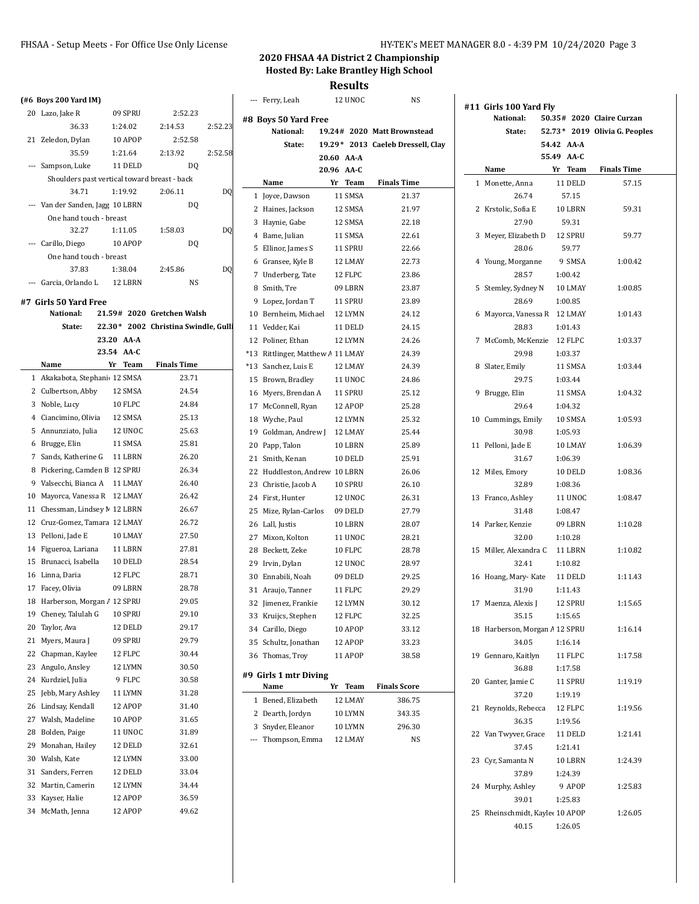## 2020 FHSAA 4A District 2 Championship
### Hosted By: Lake Brantley High School
### Results

**(#6 Boys 200 Yard IM)**

| | Name | Yr | Team | Finals Time |
|---|---|---|---|---|
| 20 | Lazo, Jake R | 09 | SPRU | 2:52.23 |
| | 36.33 | 1:24.02 | 2:14.53 | 2:52.23 |
| 21 | Zeledon, Dylan | 10 | APOP | 2:52.58 |
| | 35.59 | 1:21.64 | 2:13.92 | 2:52.58 |
| --- | Sampson, Luke | 11 | DELD | DQ |
| | Shoulders past vertical toward breast - back | | | |
| | 34.71 | 1:19.92 | 2:06.11 | DQ |
| --- | Van der Sanden, Jagg | 10 | LBRN | DQ |
| | One hand touch - breast | | | |
| | 32.27 | 1:11.05 | 1:58.03 | DQ |
| --- | Carillo, Diego | 10 | APOP | DQ |
| | One hand touch - breast | | | |
| | 37.83 | 1:38.04 | 2:45.86 | DQ |
| --- | Garcia, Orlando L | 12 | LBRN | NS |

**#7 Girls 50 Yard Free**

National: 21.59# 2020 Gretchen Walsh
State: 22.30* 2002 Christina Swindle, Gulli
23.20 AA-A
23.54 AA-C

| | Name | Yr | Team | Finals Time |
|---|---|---|---|---|
| 1 | Akakabota, Stephani | 12 | SMSA | 23.71 |
| 2 | Culbertson, Abby | 12 | SMSA | 24.54 |
| 3 | Noble, Lucy | 10 | FLPC | 24.84 |
| 4 | Ciancimino, Olivia | 12 | SMSA | 25.13 |
| 5 | Annunziato, Julia | 12 | UNOC | 25.63 |
| 6 | Brugge, Elin | 11 | SMSA | 25.81 |
| 7 | Sands, Katherine G | 11 | LBRN | 26.20 |
| 8 | Pickering, Camden B | 12 | SPRU | 26.34 |
| 9 | Valsecchi, Bianca A | 11 | LMAY | 26.40 |
| 10 | Mayorca, Vanessa R | 12 | LMAY | 26.42 |
| 11 | Chessman, Lindsey M | 12 | LBRN | 26.67 |
| 12 | Cruz-Gomez, Tamara | 12 | LMAY | 26.72 |
| 13 | Pelloni, Jade E | 10 | LMAY | 27.50 |
| 14 | Figueroa, Lariana | 11 | LBRN | 27.81 |
| 15 | Brunacci, Isabella | 10 | DELD | 28.54 |
| 16 | Linna, Daria | 12 | FLPC | 28.71 |
| 17 | Facey, Olivia | 09 | LBRN | 28.78 |
| 18 | Harberson, Morgan A | 12 | SPRU | 29.05 |
| 19 | Cheney, Talulah G | 10 | SPRU | 29.10 |
| 20 | Taylor, Ava | 12 | DELD | 29.17 |
| 21 | Myers, Maura J | 09 | SPRU | 29.79 |
| 22 | Chapman, Kaylee | 12 | FLPC | 30.44 |
| 23 | Angulo, Ansley | 12 | LYMN | 30.50 |
| 24 | Kurdziel, Julia | 9 | FLPC | 30.58 |
| 25 | Jebb, Mary Ashley | 11 | LYMN | 31.28 |
| 26 | Lindsay, Kendall | 12 | APOP | 31.40 |
| 27 | Walsh, Madeline | 10 | APOP | 31.65 |
| 28 | Bolden, Paige | 11 | UNOC | 31.89 |
| 29 | Monahan, Hailey | 12 | DELD | 32.61 |
| 30 | Walsh, Kate | 12 | LYMN | 33.00 |
| 31 | Sanders, Ferren | 12 | DELD | 33.04 |
| 32 | Martin, Camerin | 12 | LYMN | 34.44 |
| 33 | Kayser, Halie | 12 | APOP | 36.59 |
| 34 | McMath, Jenna | 12 | APOP | 49.62 |
| --- | Ferry, Leah | 12 | UNOC | NS |

**#8 Boys 50 Yard Free**

National: 19.24# 2020 Matt Brownstead
State: 19.29* 2013 Caeleb Dressell, Clay
20.60 AA-A
20.96 AA-C

| | Name | Yr | Team | Finals Time |
|---|---|---|---|---|
| 1 | Joyce, Dawson | 11 | SMSA | 21.37 |
| 2 | Haines, Jackson | 12 | SMSA | 21.97 |
| 3 | Haynie, Gabe | 12 | SMSA | 22.18 |
| 4 | Bame, Julian | 11 | SMSA | 22.61 |
| 5 | Ellinor, James S | 11 | SPRU | 22.66 |
| 6 | Gransee, Kyle B | 12 | LMAY | 22.73 |
| 7 | Underberg, Tate | 12 | FLPC | 23.86 |
| 8 | Smith, Tre | 09 | LBRN | 23.87 |
| 9 | Lopez, Jordan T | 11 | SPRU | 23.89 |
| 10 | Bernheim, Michael | 12 | LYMN | 24.12 |
| 11 | Vedder, Kai | 11 | DELD | 24.15 |
| 12 | Poliner, Ethan | 12 | LYMN | 24.26 |
| *13 | Rittlinger, Matthew A | 11 | LMAY | 24.39 |
| *13 | Sanchez, Luis E | 12 | LMAY | 24.39 |
| 15 | Brown, Bradley | 11 | UNOC | 24.86 |
| 16 | Myers, Brendan A | 11 | SPRU | 25.12 |
| 17 | McConnell, Ryan | 12 | APOP | 25.28 |
| 18 | Wyche, Paul | 12 | LYMN | 25.32 |
| 19 | Goldman, Andrew J | 12 | LMAY | 25.44 |
| 20 | Papp, Talon | 10 | LBRN | 25.89 |
| 21 | Smith, Kenan | 10 | DELD | 25.91 |
| 22 | Huddleston, Andrew | 10 | LBRN | 26.06 |
| 23 | Christie, Jacob A | 10 | SPRU | 26.10 |
| 24 | First, Hunter | 12 | UNOC | 26.31 |
| 25 | Mize, Rylan-Carlos | 09 | DELD | 27.79 |
| 26 | Lall, Justis | 10 | LBRN | 28.07 |
| 27 | Mixon, Kolton | 11 | UNOC | 28.21 |
| 28 | Beckett, Zeke | 10 | FLPC | 28.78 |
| 29 | Irvin, Dylan | 12 | UNOC | 28.97 |
| 30 | Ennabili, Noah | 09 | DELD | 29.25 |
| 31 | Araujo, Tanner | 11 | FLPC | 29.29 |
| 32 | Jimenez, Frankie | 12 | LYMN | 30.12 |
| 33 | Kruijcs, Stephen | 12 | FLPC | 32.25 |
| 34 | Carillo, Diego | 10 | APOP | 33.12 |
| 35 | Schultz, Jonathan | 12 | APOP | 33.23 |
| 36 | Thomas, Troy | 11 | APOP | 38.58 |

**#9 Girls 1 mtr Diving**

| | Name | Yr | Team | Finals Score |
|---|---|---|---|---|
| 1 | Bened, Elizabeth | 12 | LMAY | 386.75 |
| 2 | Dearth, Jordyn | 10 | LYMN | 343.35 |
| 3 | Snyder, Eleanor | 10 | LYMN | 296.30 |
| --- | Thompson, Emma | 12 | LMAY | NS |

**#11 Girls 100 Yard Fly**

National: 50.35# 2020 Claire Curzan
State: 52.73* 2019 Olivia G. Peoples
54.42 AA-A
55.49 AA-C

| | Name | Yr | Team | Finals Time |
|---|---|---|---|---|
| 1 | Monette, Anna | 11 | DELD | 57.15 |
| | 26.74 | 57.15 | | |
| 2 | Krstolic, Sofia E | 10 | LBRN | 59.31 |
| | 27.90 | 59.31 | | |
| 3 | Meyer, Elizabeth D | 12 | SPRU | 59.77 |
| | 28.06 | 59.77 | | |
| 4 | Young, Morganne | 9 | SMSA | 1:00.42 |
| | 28.57 | 1:00.42 | | |
| 5 | Stemley, Sydney N | 10 | LMAY | 1:00.85 |
| | 28.69 | 1:00.85 | | |
| 6 | Mayorca, Vanessa R | 12 | LMAY | 1:01.43 |
| | 28.83 | 1:01.43 | | |
| 7 | McComb, McKenzie | 12 | FLPC | 1:03.37 |
| | 29.98 | 1:03.37 | | |
| 8 | Slater, Emily | 11 | SMSA | 1:03.44 |
| | 29.75 | 1:03.44 | | |
| 9 | Brugge, Elin | 11 | SMSA | 1:04.32 |
| | 29.64 | 1:04.32 | | |
| 10 | Cummings, Emily | 10 | SMSA | 1:05.93 |
| | 30.98 | 1:05.93 | | |
| 11 | Pelloni, Jade E | 10 | LMAY | 1:06.39 |
| | 31.67 | 1:06.39 | | |
| 12 | Miles, Emory | 10 | DELD | 1:08.36 |
| | 32.89 | 1:08.36 | | |
| 13 | Franco, Ashley | 11 | UNOC | 1:08.47 |
| | 31.48 | 1:08.47 | | |
| 14 | Parker, Kenzie | 09 | LBRN | 1:10.28 |
| | 32.00 | 1:10.28 | | |
| 15 | Miller, Alexandra C | 11 | LBRN | 1:10.82 |
| | 32.41 | 1:10.82 | | |
| 16 | Hoang, Mary- Kate | 11 | DELD | 1:11.43 |
| | 31.90 | 1:11.43 | | |
| 17 | Maenza, Alexis J | 12 | SPRU | 1:15.65 |
| | 35.15 | 1:15.65 | | |
| 18 | Harberson, Morgan A | 12 | SPRU | 1:16.14 |
| | 34.05 | 1:16.14 | | |
| 19 | Gennaro, Kaitlyn | 11 | FLPC | 1:17.58 |
| | 36.88 | 1:17.58 | | |
| 20 | Ganter, Jamie C | 11 | SPRU | 1:19.19 |
| | 37.20 | 1:19.19 | | |
| 21 | Reynolds, Rebecca | 12 | FLPC | 1:19.56 |
| | 36.35 | 1:19.56 | | |
| 22 | Van Twyver, Grace | 11 | DELD | 1:21.41 |
| | 37.45 | 1:21.41 | | |
| 23 | Cyr, Samanta N | 10 | LBRN | 1:24.39 |
| | 37.89 | 1:24.39 | | |
| 24 | Murphy, Ashley | 9 | APOP | 1:25.83 |
| | 39.01 | 1:25.83 | | |
| 25 | Rheinschmidt, Kayle | 10 | APOP | 1:26.05 |
| | 40.15 | 1:26.05 | | |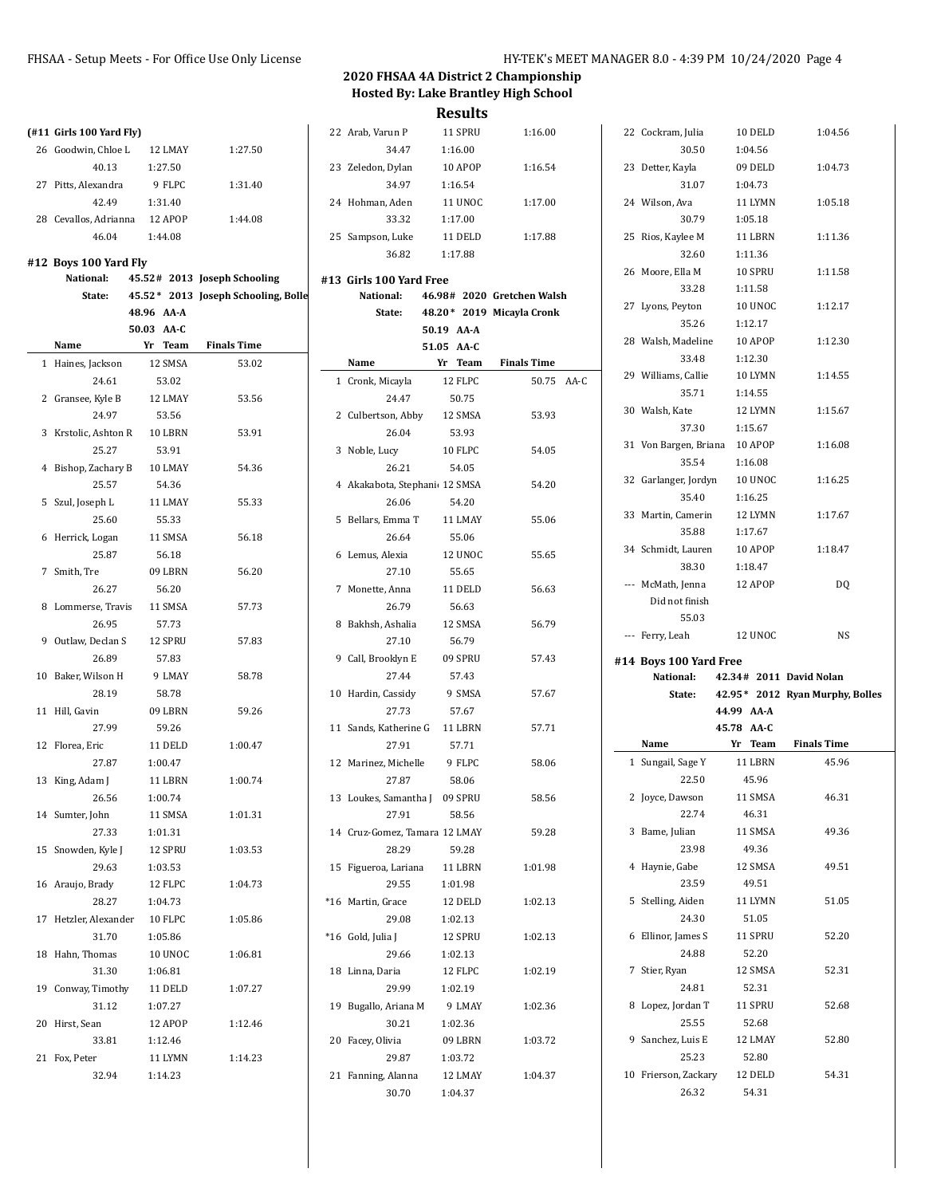# 2020 FHSAA 4A District 2 Championship
## Hosted By: Lake Brantley High School
## Results

### (#11 Girls 100 Yard Fly)

| | Name | Yr | Team | Finals Time |
|---|---|---|---|---|
| 26 | Goodwin, Chloe L | 12 | LMAY | 1:27.50 |
| | 40.13 | 1:27.50 | | |
| 27 | Pitts, Alexandra | 9 | FLPC | 1:31.40 |
| | 42.49 | 1:31.40 | | |
| 28 | Cevallos, Adrianna | 12 | APOP | 1:44.08 |
| | 46.04 | 1:44.08 | | |

### #12 Boys 100 Yard Fly

National: 45.52# 2013 Joseph Schooling
State: 45.52* 2013 Joseph Schooling, Bolle
48.96 AA-A
50.03 AA-C

| | Name | Yr | Team | Finals Time |
|---|---|---|---|---|
| 1 | Haines, Jackson | 12 | SMSA | 53.02 |
| | 24.61 | 53.02 | | |
| 2 | Gransee, Kyle B | 12 | LMAY | 53.56 |
| | 24.97 | 53.56 | | |
| 3 | Krstolic, Ashton R | 10 | LBRN | 53.91 |
| | 25.27 | 53.91 | | |
| 4 | Bishop, Zachary B | 10 | LMAY | 54.36 |
| | 25.57 | 54.36 | | |
| 5 | Szul, Joseph L | 11 | LMAY | 55.33 |
| | 25.60 | 55.33 | | |
| 6 | Herrick, Logan | 11 | SMSA | 56.18 |
| | 25.87 | 56.18 | | |
| 7 | Smith, Tre | 09 | LBRN | 56.20 |
| | 26.27 | 56.20 | | |
| 8 | Lommerse, Travis | 11 | SMSA | 57.73 |
| | 26.95 | 57.73 | | |
| 9 | Outlaw, Declan S | 12 | SPRU | 57.83 |
| | 26.89 | 57.83 | | |
| 10 | Baker, Wilson H | 9 | LMAY | 58.78 |
| | 28.19 | 58.78 | | |
| 11 | Hill, Gavin | 09 | LBRN | 59.26 |
| | 27.99 | 59.26 | | |
| 12 | Florea, Eric | 11 | DELD | 1:00.47 |
| | 27.87 | 1:00.47 | | |
| 13 | King, Adam J | 11 | LBRN | 1:00.74 |
| | 26.56 | 1:00.74 | | |
| 14 | Sumter, John | 11 | SMSA | 1:01.31 |
| | 27.33 | 1:01.31 | | |
| 15 | Snowden, Kyle J | 12 | SPRU | 1:03.53 |
| | 29.63 | 1:03.53 | | |
| 16 | Araujo, Brady | 12 | FLPC | 1:04.73 |
| | 28.27 | 1:04.73 | | |
| 17 | Hetzler, Alexander | 10 | FLPC | 1:05.86 |
| | 31.70 | 1:05.86 | | |
| 18 | Hahn, Thomas | 10 | UNOC | 1:06.81 |
| | 31.30 | 1:06.81 | | |
| 19 | Conway, Timothy | 11 | DELD | 1:07.27 |
| | 31.12 | 1:07.27 | | |
| 20 | Hirst, Sean | 12 | APOP | 1:12.46 |
| | 33.81 | 1:12.46 | | |
| 21 | Fox, Peter | 11 | LYMN | 1:14.23 |
| | 32.94 | 1:14.23 | | |
| 22 | Arab, Varun P | 11 | SPRU | 1:16.00 |
| | 34.47 | 1:16.00 | | |
| 23 | Zeledon, Dylan | 10 | APOP | 1:16.54 |
| | 34.97 | 1:16.54 | | |
| 24 | Hohman, Aden | 11 | UNOC | 1:17.00 |
| | 33.32 | 1:17.00 | | |
| 25 | Sampson, Luke | 11 | DELD | 1:17.88 |
| | 36.82 | 1:17.88 | | |

### #13 Girls 100 Yard Free

National: 46.98# 2020 Gretchen Walsh
State: 48.20* 2019 Micayla Cronk
50.19 AA-A
51.05 AA-C

| | Name | Yr | Team | Finals Time | |
|---|---|---|---|---|---|
| 1 | Cronk, Micayla | 12 | FLPC | 50.75 | AA-C |
| | 24.47 | 50.75 | | | |
| 2 | Culbertson, Abby | 12 | SMSA | 53.93 | |
| | 26.04 | 53.93 | | | |
| 3 | Noble, Lucy | 10 | FLPC | 54.05 | |
| | 26.21 | 54.05 | | | |
| 4 | Akakabota, Stephani | 12 | SMSA | 54.20 | |
| | 26.06 | 54.20 | | | |
| 5 | Bellars, Emma T | 11 | LMAY | 55.06 | |
| | 26.64 | 55.06 | | | |
| 6 | Lemus, Alexia | 12 | UNOC | 55.65 | |
| | 27.10 | 55.65 | | | |
| 7 | Monette, Anna | 11 | DELD | 56.63 | |
| | 26.79 | 56.63 | | | |
| 8 | Bakhsh, Ashalia | 12 | SMSA | 56.79 | |
| | 27.10 | 56.79 | | | |
| 9 | Call, Brooklyn E | 09 | SPRU | 57.43 | |
| | 27.44 | 57.43 | | | |
| 10 | Hardin, Cassidy | 9 | SMSA | 57.67 | |
| | 27.73 | 57.67 | | | |
| 11 | Sands, Katherine G | 11 | LBRN | 57.71 | |
| | 27.91 | 57.71 | | | |
| 12 | Marinez, Michelle | 9 | FLPC | 58.06 | |
| | 27.87 | 58.06 | | | |
| 13 | Loukes, Samantha J | 09 | SPRU | 58.56 | |
| | 27.91 | 58.56 | | | |
| 14 | Cruz-Gomez, Tamara | 12 | LMAY | 59.28 | |
| | 28.29 | 59.28 | | | |
| 15 | Figueroa, Lariana | 11 | LBRN | 1:01.98 | |
| | 29.55 | 1:01.98 | | | |
| *16 | Martin, Grace | 12 | DELD | 1:02.13 | |
| | 29.08 | 1:02.13 | | | |
| *16 | Gold, Julia J | 12 | SPRU | 1:02.13 | |
| | 29.66 | 1:02.13 | | | |
| 18 | Linna, Daria | 12 | FLPC | 1:02.19 | |
| | 29.99 | 1:02.19 | | | |
| 19 | Bugallo, Ariana M | 9 | LMAY | 1:02.36 | |
| | 30.21 | 1:02.36 | | | |
| 20 | Facey, Olivia | 09 | LBRN | 1:03.72 | |
| | 29.87 | 1:03.72 | | | |
| 21 | Fanning, Alanna | 12 | LMAY | 1:04.37 | |
| | 30.70 | 1:04.37 | | | |
| 22 | Cockram, Julia | 10 | DELD | 1:04.56 | |
| | 30.50 | 1:04.56 | | | |
| 23 | Detter, Kayla | 09 | DELD | 1:04.73 | |
| | 31.07 | 1:04.73 | | | |
| 24 | Wilson, Ava | 11 | LYMN | 1:05.18 | |
| | 30.79 | 1:05.18 | | | |
| 25 | Rios, Kaylee M | 11 | LBRN | 1:11.36 | |
| | 32.60 | 1:11.36 | | | |
| 26 | Moore, Ella M | 10 | SPRU | 1:11.58 | |
| | 33.28 | 1:11.58 | | | |
| 27 | Lyons, Peyton | 10 | UNOC | 1:12.17 | |
| | 35.26 | 1:12.17 | | | |
| 28 | Walsh, Madeline | 10 | APOP | 1:12.30 | |
| | 33.48 | 1:12.30 | | | |
| 29 | Williams, Callie | 10 | LYMN | 1:14.55 | |
| | 35.71 | 1:14.55 | | | |
| 30 | Walsh, Kate | 12 | LYMN | 1:15.67 | |
| | 37.30 | 1:15.67 | | | |
| 31 | Von Bargen, Briana | 10 | APOP | 1:16.08 | |
| | 35.54 | 1:16.08 | | | |
| 32 | Garlanger, Jordyn | 10 | UNOC | 1:16.25 | |
| | 35.40 | 1:16.25 | | | |
| 33 | Martin, Camerin | 12 | LYMN | 1:17.67 | |
| | 35.88 | 1:17.67 | | | |
| 34 | Schmidt, Lauren | 10 | APOP | 1:18.47 | |
| | 38.30 | 1:18.47 | | | |
| --- | McMath, Jenna | 12 | APOP | DQ | |
| | Did not finish | | | | |
| | 55.03 | | | | |
| --- | Ferry, Leah | 12 | UNOC | NS | |

### #14 Boys 100 Yard Free

National: 42.34# 2011 David Nolan
State: 42.95* 2012 Ryan Murphy, Bolles
44.99 AA-A
45.78 AA-C

| | Name | Yr | Team | Finals Time |
|---|---|---|---|---|
| 1 | Sungail, Sage Y | 11 | LBRN | 45.96 |
| | 22.50 | 45.96 | | |
| 2 | Joyce, Dawson | 11 | SMSA | 46.31 |
| | 22.74 | 46.31 | | |
| 3 | Bame, Julian | 11 | SMSA | 49.36 |
| | 23.98 | 49.36 | | |
| 4 | Haynie, Gabe | 12 | SMSA | 49.51 |
| | 23.59 | 49.51 | | |
| 5 | Stelling, Aiden | 11 | LYMN | 51.05 |
| | 24.30 | 51.05 | | |
| 6 | Ellinor, James S | 11 | SPRU | 52.20 |
| | 24.88 | 52.20 | | |
| 7 | Stier, Ryan | 12 | SMSA | 52.31 |
| | 24.81 | 52.31 | | |
| 8 | Lopez, Jordan T | 11 | SPRU | 52.68 |
| | 25.55 | 52.68 | | |
| 9 | Sanchez, Luis E | 12 | LMAY | 52.80 |
| | 25.23 | 52.80 | | |
| 10 | Frierson, Zackary | 12 | DELD | 54.31 |
| | 26.32 | 54.31 | | |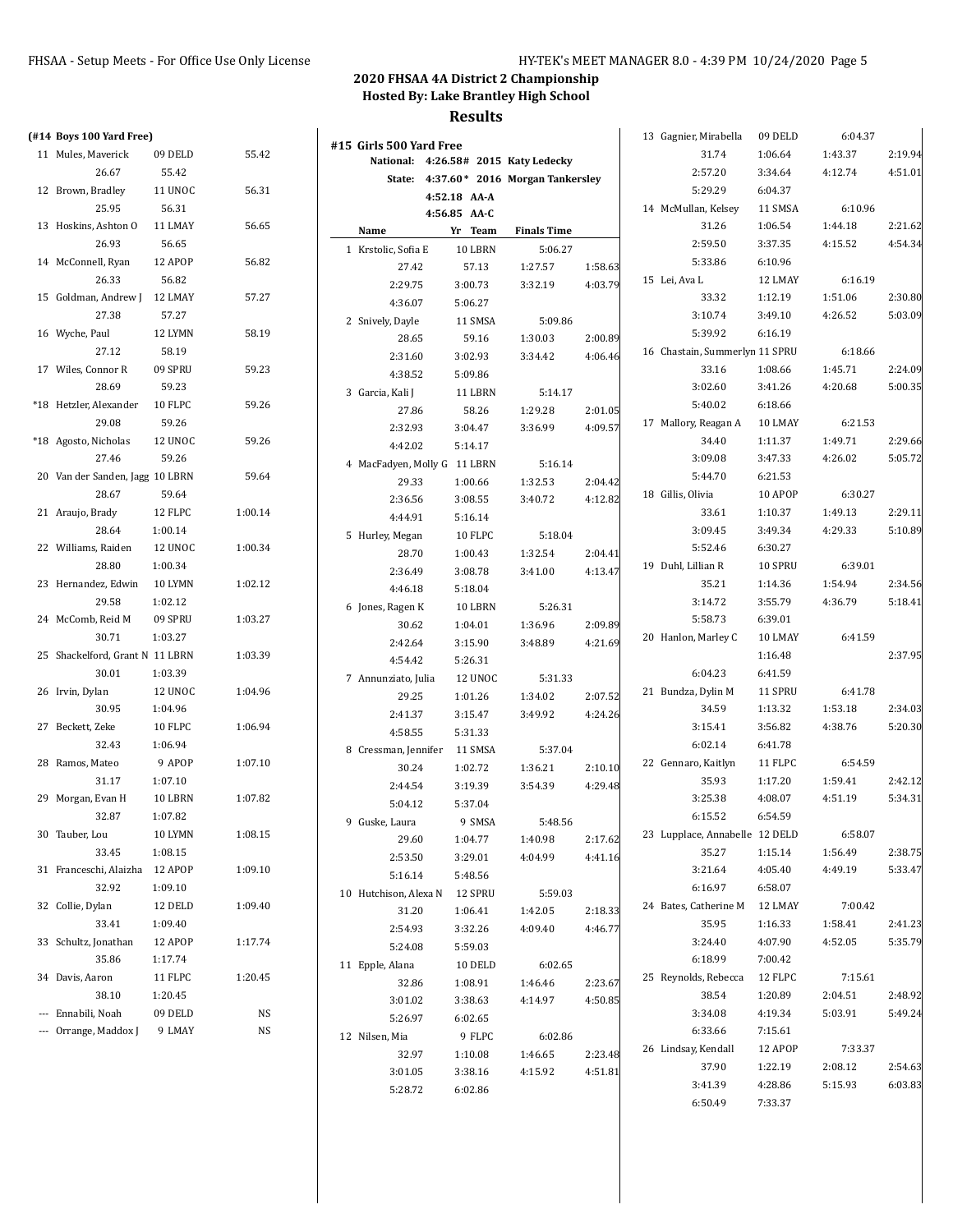## 2020 FHSAA 4A District 2 Championship
### Hosted By: Lake Brantley High School
### Results

**(#14 Boys 100 Yard Free)**

| Name | Yr | Team | Finals Time |
|---|---|---|---|
| 11 Mules, Maverick | 09 | DELD | 55.42 |
| 26.67 55.42 | | | |
| 12 Brown, Bradley | 11 | UNOC | 56.31 |
| 25.95 56.31 | | | |
| 13 Hoskins, Ashton O | 11 | LMAY | 56.65 |
| 26.93 56.65 | | | |
| 14 McConnell, Ryan | 12 | APOP | 56.82 |
| 26.33 56.82 | | | |
| 15 Goldman, Andrew J | 12 | LMAY | 57.27 |
| 27.38 57.27 | | | |
| 16 Wyche, Paul | 12 | LYMN | 58.19 |
| 27.12 58.19 | | | |
| 17 Wiles, Connor R | 09 | SPRU | 59.23 |
| 28.69 59.23 | | | |
| *18 Hetzler, Alexander | 10 | FLPC | 59.26 |
| 29.08 59.26 | | | |
| *18 Agosto, Nicholas | 12 | UNOC | 59.26 |
| 27.46 59.26 | | | |
| 20 Van der Sanden, Jagg | 10 | LBRN | 59.64 |
| 28.67 59.64 | | | |
| 21 Araujo, Brady | 12 | FLPC | 1:00.14 |
| 28.64 1:00.14 | | | |
| 22 Williams, Raiden | 12 | UNOC | 1:00.34 |
| 28.80 1:00.34 | | | |
| 23 Hernandez, Edwin | 10 | LYMN | 1:02.12 |
| 29.58 1:02.12 | | | |
| 24 McComb, Reid M | 09 | SPRU | 1:03.27 |
| 30.71 1:03.27 | | | |
| 25 Shackelford, Grant N | 11 | LBRN | 1:03.39 |
| 30.01 1:03.39 | | | |
| 26 Irvin, Dylan | 12 | UNOC | 1:04.96 |
| 30.95 1:04.96 | | | |
| 27 Beckett, Zeke | 10 | FLPC | 1:06.94 |
| 32.43 1:06.94 | | | |
| 28 Ramos, Mateo | 9 | APOP | 1:07.10 |
| 31.17 1:07.10 | | | |
| 29 Morgan, Evan H | 10 | LBRN | 1:07.82 |
| 32.87 1:07.82 | | | |
| 30 Tauber, Lou | 10 | LYMN | 1:08.15 |
| 33.45 1:08.15 | | | |
| 31 Franceschi, Alaizha | 12 | APOP | 1:09.10 |
| 32.92 1:09.10 | | | |
| 32 Collie, Dylan | 12 | DELD | 1:09.40 |
| 33.41 1:09.40 | | | |
| 33 Schultz, Jonathan | 12 | APOP | 1:17.74 |
| 35.86 1:17.74 | | | |
| 34 Davis, Aaron | 11 | FLPC | 1:20.45 |
| 38.10 1:20.45 | | | |
| --- Ennabili, Noah | 09 | DELD | NS |
| --- Orrange, Maddox J | 9 | LMAY | NS |

**#15 Girls 500 Yard Free**

National: 4:26.58# 2015 Katy Ledecky
State: 4:37.60* 2016 Morgan Tankersley
4:52.18 AA-A
4:56.85 AA-C

| Name | Yr | Team | Finals Time |
|---|---|---|---|
| 1 Krstolic, Sofia E | 10 | LBRN | 5:06.27 |
| 27.42 57.13 1:27.57 1:58.63 | | | |
| 2:29.75 3:00.73 3:32.19 4:03.79 | | | |
| 4:36.07 5:06.27 | | | |
| 2 Snively, Dayle | 11 | SMSA | 5:09.86 |
| 28.65 59.16 1:30.03 2:00.89 | | | |
| 2:31.60 3:02.93 3:34.42 4:06.46 | | | |
| 4:38.52 5:09.86 | | | |
| 3 Garcia, Kali J | 11 | LBRN | 5:14.17 |
| 27.86 58.26 1:29.28 2:01.05 | | | |
| 2:32.93 3:04.47 3:36.99 4:09.57 | | | |
| 4:42.02 5:14.17 | | | |
| 4 MacFadyen, Molly G | 11 | LBRN | 5:16.14 |
| 29.33 1:00.66 1:32.53 2:04.42 | | | |
| 2:36.56 3:08.55 3:40.72 4:12.82 | | | |
| 4:44.91 5:16.14 | | | |
| 5 Hurley, Megan | 10 | FLPC | 5:18.04 |
| 28.70 1:00.43 1:32.54 2:04.41 | | | |
| 2:36.49 3:08.78 3:41.00 4:13.47 | | | |
| 4:46.18 5:18.04 | | | |
| 6 Jones, Ragen K | 10 | LBRN | 5:26.31 |
| 30.62 1:04.01 1:36.96 2:09.89 | | | |
| 2:42.64 3:15.90 3:48.89 4:21.69 | | | |
| 4:54.42 5:26.31 | | | |
| 7 Annunziato, Julia | 12 | UNOC | 5:31.33 |
| 29.25 1:01.26 1:34.02 2:07.52 | | | |
| 2:41.37 3:15.47 3:49.92 4:24.26 | | | |
| 4:58.55 5:31.33 | | | |
| 8 Cressman, Jennifer | 11 | SMSA | 5:37.04 |
| 30.24 1:02.72 1:36.21 2:10.10 | | | |
| 2:44.54 3:19.39 3:54.39 4:29.48 | | | |
| 5:04.12 5:37.04 | | | |
| 9 Guske, Laura | 9 | SMSA | 5:48.56 |
| 29.60 1:04.77 1:40.98 2:17.62 | | | |
| 2:53.50 3:29.01 4:04.99 4:41.16 | | | |
| 5:16.14 5:48.56 | | | |
| 10 Hutchison, Alexa N | 12 | SPRU | 5:59.03 |
| 31.20 1:06.41 1:42.05 2:18.33 | | | |
| 2:54.93 3:32.26 4:09.40 4:46.77 | | | |
| 5:24.08 5:59.03 | | | |
| 11 Epple, Alana | 10 | DELD | 6:02.65 |
| 32.86 1:08.91 1:46.46 2:23.67 | | | |
| 3:01.02 3:38.63 4:14.97 4:50.85 | | | |
| 5:26.97 6:02.65 | | | |
| 12 Nilsen, Mia | 9 | FLPC | 6:02.86 |
| 32.97 1:10.08 1:46.65 2:23.48 | | | |
| 3:01.05 3:38.16 4:15.92 4:51.81 | | | |
| 5:28.72 6:02.86 | | | |
| 13 Gagnier, Mirabella | 09 | DELD | 6:04.37 |
| 31.74 1:06.64 1:43.37 2:19.94 | | | |
| 2:57.20 3:34.64 4:12.74 4:51.01 | | | |
| 5:29.29 6:04.37 | | | |
| 14 McMullan, Kelsey | 11 | SMSA | 6:10.96 |
| 31.26 1:06.54 1:44.18 2:21.62 | | | |
| 2:59.50 3:37.35 4:15.52 4:54.34 | | | |
| 5:33.86 6:10.96 | | | |
| 15 Lei, Ava L | 12 | LMAY | 6:16.19 |
| 33.32 1:12.19 1:51.06 2:30.80 | | | |
| 3:10.74 3:49.10 4:26.52 5:03.09 | | | |
| 5:39.92 6:16.19 | | | |
| 16 Chastain, Summerlyn | 11 | SPRU | 6:18.66 |
| 33.16 1:08.66 1:45.71 2:24.09 | | | |
| 3:02.60 3:41.26 4:20.68 5:00.35 | | | |
| 5:40.02 6:18.66 | | | |
| 17 Mallory, Reagan A | 10 | LMAY | 6:21.53 |
| 34.40 1:11.37 1:49.71 2:29.66 | | | |
| 3:09.08 3:47.33 4:26.02 5:05.72 | | | |
| 5:44.70 6:21.53 | | | |
| 18 Gillis, Olivia | 10 | APOP | 6:30.27 |
| 33.61 1:10.37 1:49.13 2:29.11 | | | |
| 3:09.45 3:49.34 4:29.33 5:10.89 | | | |
| 5:52.46 6:30.27 | | | |
| 19 Duhl, Lillian R | 10 | SPRU | 6:39.01 |
| 35.21 1:14.36 1:54.94 2:34.56 | | | |
| 3:14.72 3:55.79 4:36.79 5:18.41 | | | |
| 5:58.73 6:39.01 | | | |
| 20 Hanlon, Marley C | 10 | LMAY | 6:41.59 |
| 1:16.48 2:37.95 | | | |
| 6:04.23 6:41.59 | | | |
| 21 Bundza, Dylin M | 11 | SPRU | 6:41.78 |
| 34.59 1:13.32 1:53.18 2:34.03 | | | |
| 3:15.41 3:56.82 4:38.76 5:20.30 | | | |
| 6:02.14 6:41.78 | | | |
| 22 Gennaro, Kaitlyn | 11 | FLPC | 6:54.59 |
| 35.93 1:17.20 1:59.41 2:42.12 | | | |
| 3:25.38 4:08.07 4:51.19 5:34.31 | | | |
| 6:15.52 6:54.59 | | | |
| 23 Lupplace, Annabelle | 12 | DELD | 6:58.07 |
| 35.27 1:15.14 1:56.49 2:38.75 | | | |
| 3:21.64 4:05.40 4:49.19 5:33.47 | | | |
| 6:16.97 6:58.07 | | | |
| 24 Bates, Catherine M | 12 | LMAY | 7:00.42 |
| 35.95 1:16.33 1:58.41 2:41.23 | | | |
| 3:24.40 4:07.90 4:52.05 5:35.79 | | | |
| 6:18.99 7:00.42 | | | |
| 25 Reynolds, Rebecca | 12 | FLPC | 7:15.61 |
| 38.54 1:20.89 2:04.51 2:48.92 | | | |
| 3:34.08 4:19.34 5:03.91 5:49.24 | | | |
| 6:33.66 7:15.61 | | | |
| 26 Lindsay, Kendall | 12 | APOP | 7:33.37 |
| 37.90 1:22.19 2:08.12 2:54.63 | | | |
| 3:41.39 4:28.86 5:15.93 6:03.83 | | | |
| 6:50.49 7:33.37 | | | |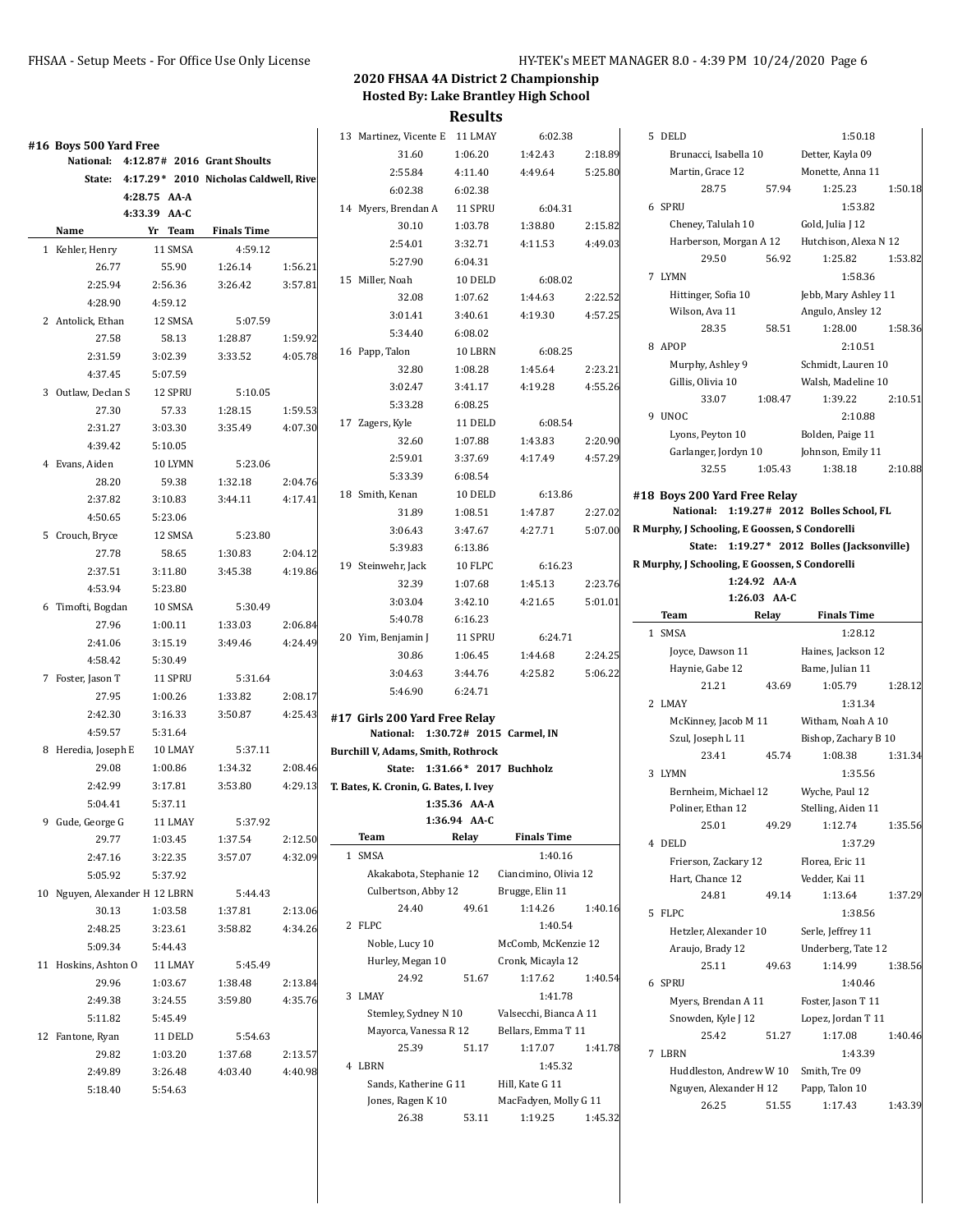# 2020 FHSAA 4A District 2 Championship

## Hosted By: Lake Brantley High School

## Results

### #16 Boys 500 Yard Free

National: 4:12.87# 2016 Grant Shoults
State: 4:17.29* 2010 Nicholas Caldwell, Rive
4:28.75 AA-A
4:33.39 AA-C

| Name | Yr | Team | Finals Time | |
|---|---|---|---|---|
| 1 Kehler, Henry | 11 | SMSA | 4:59.12 | |
| 26.77 | 55.90 | 1:26.14 | 1:56.21 | |
| 2:25.94 | 2:56.36 | 3:26.42 | 3:57.81 | |
| 4:28.90 | 4:59.12 | | | |
| 2 Antolick, Ethan | 12 | SMSA | 5:07.59 | |
| 27.58 | 58.13 | 1:28.87 | 1:59.92 | |
| 2:31.59 | 3:02.39 | 3:33.52 | 4:05.78 | |
| 4:37.45 | 5:07.59 | | | |
| 3 Outlaw, Declan S | 12 | SPRU | 5:10.05 | |
| 27.30 | 57.33 | 1:28.15 | 1:59.53 | |
| 2:31.27 | 3:03.30 | 3:35.49 | 4:07.30 | |
| 4:39.42 | 5:10.05 | | | |
| 4 Evans, Aiden | 10 | LYMN | 5:23.06 | |
| 28.20 | 59.38 | 1:32.18 | 2:04.76 | |
| 2:37.82 | 3:10.83 | 3:44.11 | 4:17.41 | |
| 4:50.65 | 5:23.06 | | | |
| 5 Crouch, Bryce | 12 | SMSA | 5:23.80 | |
| 27.78 | 58.65 | 1:30.83 | 2:04.12 | |
| 2:37.51 | 3:11.80 | 3:45.38 | 4:19.86 | |
| 4:53.94 | 5:23.80 | | | |
| 6 Timofti, Bogdan | 10 | SMSA | 5:30.49 | |
| 27.96 | 1:00.11 | 1:33.03 | 2:06.84 | |
| 2:41.06 | 3:15.19 | 3:49.46 | 4:24.49 | |
| 4:58.42 | 5:30.49 | | | |
| 7 Foster, Jason T | 11 | SPRU | 5:31.64 | |
| 27.95 | 1:00.26 | 1:33.82 | 2:08.17 | |
| 2:42.30 | 3:16.33 | 3:50.87 | 4:25.43 | |
| 4:59.57 | 5:31.64 | | | |
| 8 Heredia, Joseph E | 10 | LMAY | 5:37.11 | |
| 29.08 | 1:00.86 | 1:34.32 | 2:08.46 | |
| 2:42.99 | 3:17.81 | 3:53.80 | 4:29.13 | |
| 5:04.41 | 5:37.11 | | | |
| 9 Gude, George G | 11 | LMAY | 5:37.92 | |
| 29.77 | 1:03.45 | 1:37.54 | 2:12.50 | |
| 2:47.16 | 3:22.35 | 3:57.07 | 4:32.09 | |
| 5:05.92 | 5:37.92 | | | |
| 10 Nguyen, Alexander H | 12 | LBRN | 5:44.43 | |
| 30.13 | 1:03.58 | 1:37.81 | 2:13.06 | |
| 2:48.25 | 3:23.61 | 3:58.82 | 4:34.26 | |
| 5:09.34 | 5:44.43 | | | |
| 11 Hoskins, Ashton O | 11 | LMAY | 5:45.49 | |
| 29.96 | 1:03.67 | 1:38.48 | 2:13.84 | |
| 2:49.38 | 3:24.55 | 3:59.80 | 4:35.76 | |
| 5:11.82 | 5:45.49 | | | |
| 12 Fantone, Ryan | 11 | DELD | 5:54.63 | |
| 29.82 | 1:03.20 | 1:37.68 | 2:13.57 | |
| 2:49.89 | 3:26.48 | 4:03.40 | 4:40.98 | |
| 5:18.40 | 5:54.63 | | | |
| 13 Martinez, Vicente E | 11 | LMAY | 6:02.38 | |
| 31.60 | 1:06.20 | 1:42.43 | 2:18.89 | |
| 2:55.84 | 4:11.40 | 4:49.64 | 5:25.80 | |
| 6:02.38 | 6:02.38 | | | |
| 14 Myers, Brendan A | 11 | SPRU | 6:04.31 | |
| 30.10 | 1:03.78 | 1:38.80 | 2:15.82 | |
| 2:54.01 | 3:32.71 | 4:11.53 | 4:49.03 | |
| 5:27.90 | 6:04.31 | | | |
| 15 Miller, Noah | 10 | DELD | 6:08.02 | |
| 32.08 | 1:07.62 | 1:44.63 | 2:22.52 | |
| 3:01.41 | 3:40.61 | 4:19.30 | 4:57.25 | |
| 5:34.40 | 6:08.02 | | | |
| 16 Papp, Talon | 10 | LBRN | 6:08.25 | |
| 32.80 | 1:08.28 | 1:45.64 | 2:23.21 | |
| 3:02.47 | 3:41.17 | 4:19.28 | 4:55.26 | |
| 5:33.28 | 6:08.25 | | | |
| 17 Zagers, Kyle | 11 | DELD | 6:08.54 | |
| 32.60 | 1:07.88 | 1:43.83 | 2:20.90 | |
| 2:59.01 | 3:37.69 | 4:17.49 | 4:57.29 | |
| 5:33.39 | 6:08.54 | | | |
| 18 Smith, Kenan | 10 | DELD | 6:13.86 | |
| 31.89 | 1:08.51 | 1:47.87 | 2:27.02 | |
| 3:06.43 | 3:47.67 | 4:27.71 | 5:07.00 | |
| 5:39.83 | 6:13.86 | | | |
| 19 Steinwehr, Jack | 10 | FLPC | 6:16.23 | |
| 32.39 | 1:07.68 | 1:45.13 | 2:23.76 | |
| 3:03.04 | 3:42.10 | 4:21.65 | 5:01.01 | |
| 5:40.78 | 6:16.23 | | | |
| 20 Yim, Benjamin J | 11 | SPRU | 6:24.71 | |
| 30.86 | 1:06.45 | 1:44.68 | 2:24.25 | |
| 3:04.63 | 3:44.76 | 4:25.82 | 5:06.22 | |
| 5:46.90 | 6:24.71 | | | |

### #17 Girls 200 Yard Free Relay

National: 1:30.72# 2015 Carmel, IN
Burchill V, Adams, Smith, Rothrock
State: 1:31.66* 2017 Buchholz
T. Bates, K. Cronin, G. Bates, I. Ivey
1:35.36 AA-A
1:36.94 AA-C

| Team | Relay | Finals Time | |
|---|---|---|---|
| 1 SMSA | | 1:40.16 | |
| Akakabota, Stephanie 12 | | Ciancimino, Olivia 12 | |
| Culbertson, Abby 12 | | Brugge, Elin 11 | |
| 24.40 | 49.61 | 1:14.26 | 1:40.16 |
| 2 FLPC | | 1:40.54 | |
| Noble, Lucy 10 | | McComb, McKenzie 12 | |
| Hurley, Megan 10 | | Cronk, Micayla 12 | |
| 24.92 | 51.67 | 1:17.62 | 1:40.54 |
| 3 LMAY | | 1:41.78 | |
| Stemley, Sydney N 10 | | Valsecchi, Bianca A 11 | |
| Mayorca, Vanessa R 12 | | Bellars, Emma T 11 | |
| 25.39 | 51.17 | 1:17.07 | 1:41.78 |
| 4 LBRN | | 1:45.32 | |
| Sands, Katherine G 11 | | Hill, Kate G 11 | |
| Jones, Ragen K 10 | | MacFadyen, Molly G 11 | |
| 26.38 | 53.11 | 1:19.25 | 1:45.32 |
| 5 DELD | | 1:50.18 | |
| Brunacci, Isabella 10 | | Detter, Kayla 09 | |
| Martin, Grace 12 | | Monette, Anna 11 | |
| 28.75 | 57.94 | 1:25.23 | 1:50.18 |
| 6 SPRU | | 1:53.82 | |
| Cheney, Talulah 10 | | Gold, Julia J 12 | |
| Harberson, Morgan A 12 | | Hutchison, Alexa N 12 | |
| 29.50 | 56.92 | 1:25.82 | 1:53.82 |
| 7 LYMN | | 1:58.36 | |
| Hittinger, Sofia 10 | | Jebb, Mary Ashley 11 | |
| Wilson, Ava 11 | | Angulo, Ansley 12 | |
| 28.35 | 58.51 | 1:28.00 | 1:58.36 |
| 8 APOP | | 2:10.51 | |
| Murphy, Ashley 9 | | Schmidt, Lauren 10 | |
| Gillis, Olivia 10 | | Walsh, Madeline 10 | |
| 33.07 | 1:08.47 | 1:39.22 | 2:10.51 |
| 9 UNOC | | 2:10.88 | |
| Lyons, Peyton 10 | | Bolden, Paige 11 | |
| Garlanger, Jordyn 10 | | Johnson, Emily 11 | |
| 32.55 | 1:05.43 | 1:38.18 | 2:10.88 |

### #18 Boys 200 Yard Free Relay

National: 1:19.27# 2012 Bolles School, FL
R Murphy, J Schooling, E Goossen, S Condorelli
State: 1:19.27* 2012 Bolles (Jacksonville)
R Murphy, J Schooling, E Goossen, S Condorelli
1:24.92 AA-A
1:26.03 AA-C

| Team | Relay | Finals Time | |
|---|---|---|---|
| 1 SMSA | | 1:28.12 | |
| Joyce, Dawson 11 | | Haines, Jackson 12 | |
| Haynie, Gabe 12 | | Bame, Julian 11 | |
| 21.21 | 43.69 | 1:05.79 | 1:28.12 |
| 2 LMAY | | 1:31.34 | |
| McKinney, Jacob M 11 | | Witham, Noah A 10 | |
| Szul, Joseph L 11 | | Bishop, Zachary B 10 | |
| 23.41 | 45.74 | 1:08.38 | 1:31.34 |
| 3 LYMN | | 1:35.56 | |
| Bernheim, Michael 12 | | Wyche, Paul 12 | |
| Poliner, Ethan 12 | | Stelling, Aiden 11 | |
| 25.01 | 49.29 | 1:12.74 | 1:35.56 |
| 4 DELD | | 1:37.29 | |
| Frierson, Zackary 12 | | Florea, Eric 11 | |
| Hart, Chance 12 | | Vedder, Kai 11 | |
| 24.81 | 49.14 | 1:13.64 | 1:37.29 |
| 5 FLPC | | 1:38.56 | |
| Hetzler, Alexander 10 | | Serle, Jeffrey 11 | |
| Araujo, Brady 12 | | Underberg, Tate 12 | |
| 25.11 | 49.63 | 1:14.99 | 1:38.56 |
| 6 SPRU | | 1:40.46 | |
| Myers, Brendan A 11 | | Foster, Jason T 11 | |
| Snowden, Kyle J 12 | | Lopez, Jordan T 11 | |
| 25.42 | 51.27 | 1:17.08 | 1:40.46 |
| 7 LBRN | | 1:43.39 | |
| Huddleston, Andrew W 10 | | Smith, Tre 09 | |
| Nguyen, Alexander H 12 | | Papp, Talon 10 | |
| 26.25 | 51.55 | 1:17.43 | 1:43.39 |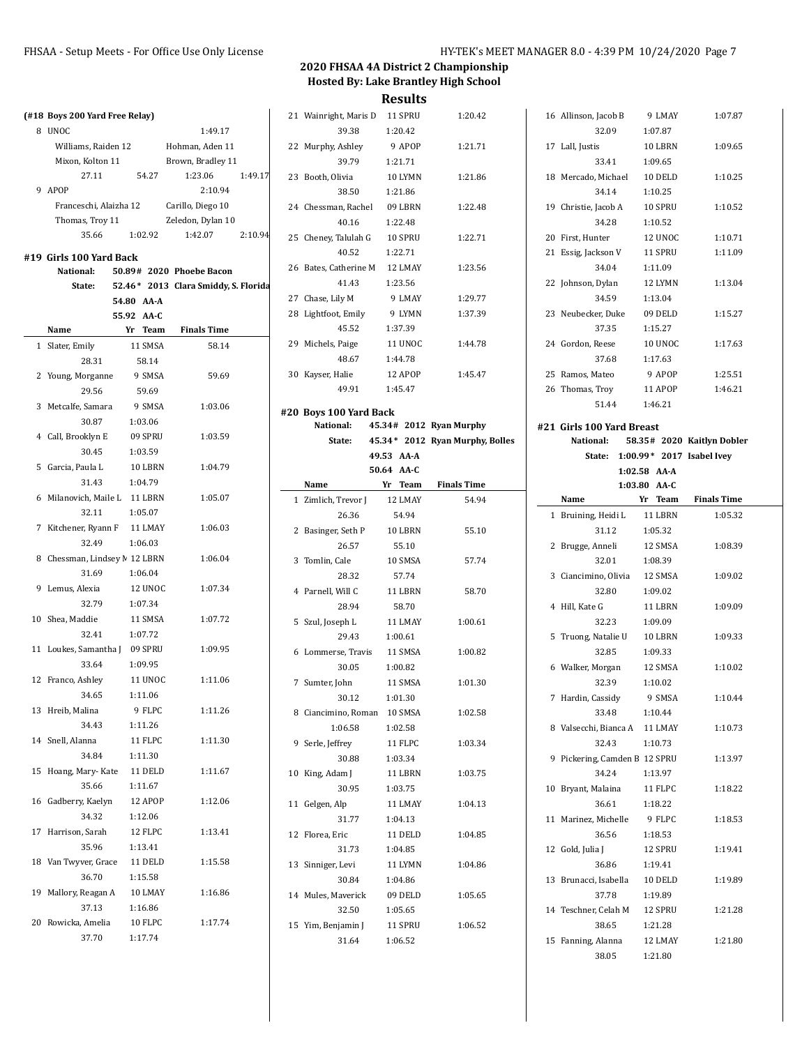## 2020 FHSAA 4A District 2 Championship
### Hosted By: Lake Brantley High School
### Results

**(#18 Boys 200 Yard Free Relay)**

| | Team | | Finals Time |
|---|---|---|---|
| 8 | UNOC | | 1:49.17 |
| | Williams, Raiden 12 | Hohman, Aden 11 | |
| | Mixon, Kolton 11 | Brown, Bradley 11 | |
| | 27.11 54.27 | 1:23.06 | 1:49.17 |
| 9 | APOP | | 2:10.94 |
| | Franceschi, Alaizha 12 | Carillo, Diego 10 | |
| | Thomas, Troy 11 | Zeledon, Dylan 10 | |
| | 35.66 1:02.92 | 1:42.07 | 2:10.94 |

**#19 Girls 100 Yard Back**

National: 50.89# 2020 Phoebe Bacon
State: 52.46* 2013 Clara Smiddy, S. Florida
54.80 AA-A
55.92 AA-C

| | Name | Yr | Team | Finals Time |
|---|---|---|---|---|
| 1 | Slater, Emily | 11 | SMSA | 58.14 |
| | 28.31 | 58.14 | | |
| 2 | Young, Morganne | 9 | SMSA | 59.69 |
| | 29.56 | 59.69 | | |
| 3 | Metcalfe, Samara | 9 | SMSA | 1:03.06 |
| | 30.87 | 1:03.06 | | |
| 4 | Call, Brooklyn E | 09 | SPRU | 1:03.59 |
| | 30.45 | 1:03.59 | | |
| 5 | Garcia, Paula L | 10 | LBRN | 1:04.79 |
| | 31.43 | 1:04.79 | | |
| 6 | Milanovich, Maile L | 11 | LBRN | 1:05.07 |
| | 32.11 | 1:05.07 | | |
| 7 | Kitchener, Ryann F | 11 | LMAY | 1:06.03 |
| | 32.49 | 1:06.03 | | |
| 8 | Chessman, Lindsey M | 12 | LBRN | 1:06.04 |
| | 31.69 | 1:06.04 | | |
| 9 | Lemus, Alexia | 12 | UNOC | 1:07.34 |
| | 32.79 | 1:07.34 | | |
| 10 | Shea, Maddie | 11 | SMSA | 1:07.72 |
| | 32.41 | 1:07.72 | | |
| 11 | Loukes, Samantha J | 09 | SPRU | 1:09.95 |
| | 33.64 | 1:09.95 | | |
| 12 | Franco, Ashley | 11 | UNOC | 1:11.06 |
| | 34.65 | 1:11.06 | | |
| 13 | Hreib, Malina | 9 | FLPC | 1:11.26 |
| | 34.43 | 1:11.26 | | |
| 14 | Snell, Alanna | 11 | FLPC | 1:11.30 |
| | 34.84 | 1:11.30 | | |
| 15 | Hoang, Mary- Kate | 11 | DELD | 1:11.67 |
| | 35.66 | 1:11.67 | | |
| 16 | Gadberry, Kaelyn | 12 | APOP | 1:12.06 |
| | 34.32 | 1:12.06 | | |
| 17 | Harrison, Sarah | 12 | FLPC | 1:13.41 |
| | 35.96 | 1:13.41 | | |
| 18 | Van Twyver, Grace | 11 | DELD | 1:15.58 |
| | 36.70 | 1:15.58 | | |
| 19 | Mallory, Reagan A | 10 | LMAY | 1:16.86 |
| | 37.13 | 1:16.86 | | |
| 20 | Rowicka, Amelia | 10 | FLPC | 1:17.74 |
| | 37.70 | 1:17.74 | | |
| 21 | Wainright, Maris D | 11 | SPRU | 1:20.42 |
| | 39.38 | 1:20.42 | | |
| 22 | Murphy, Ashley | 9 | APOP | 1:21.71 |
| | 39.79 | 1:21.71 | | |
| 23 | Booth, Olivia | 10 | LYMN | 1:21.86 |
| | 38.50 | 1:21.86 | | |
| 24 | Chessman, Rachel | 09 | LBRN | 1:22.48 |
| | 40.16 | 1:22.48 | | |
| 25 | Cheney, Talulah G | 10 | SPRU | 1:22.71 |
| | 40.52 | 1:22.71 | | |
| 26 | Bates, Catherine M | 12 | LMAY | 1:23.56 |
| | 41.43 | 1:23.56 | | |
| 27 | Chase, Lily M | 9 | LMAY | 1:29.77 |
| 28 | Lightfoot, Emily | 9 | LYMN | 1:37.39 |
| | 45.52 | 1:37.39 | | |
| 29 | Michels, Paige | 11 | UNOC | 1:44.78 |
| | 48.67 | 1:44.78 | | |
| 30 | Kayser, Halie | 12 | APOP | 1:45.47 |
| | 49.91 | 1:45.47 | | |

**#20 Boys 100 Yard Back**

National: 45.34# 2012 Ryan Murphy
State: 45.34* 2012 Ryan Murphy, Bolles
49.53 AA-A
50.64 AA-C

| | Name | Yr | Team | Finals Time |
|---|---|---|---|---|
| 1 | Zimlich, Trevor J | 12 | LMAY | 54.94 |
| | 26.36 | 54.94 | | |
| 2 | Basinger, Seth P | 10 | LBRN | 55.10 |
| | 26.57 | 55.10 | | |
| 3 | Tomlin, Cale | 10 | SMSA | 57.74 |
| | 28.32 | 57.74 | | |
| 4 | Parnell, Will C | 11 | LBRN | 58.70 |
| | 28.94 | 58.70 | | |
| 5 | Szul, Joseph L | 11 | LMAY | 1:00.61 |
| | 29.43 | 1:00.61 | | |
| 6 | Lommerse, Travis | 11 | SMSA | 1:00.82 |
| | 30.05 | 1:00.82 | | |
| 7 | Sumter, John | 11 | SMSA | 1:01.30 |
| | 30.12 | 1:01.30 | | |
| 8 | Ciancimino, Roman | 10 | SMSA | 1:02.58 |
| | 1:06.58 | 1:02.58 | | |
| 9 | Serle, Jeffrey | 11 | FLPC | 1:03.34 |
| | 30.88 | 1:03.34 | | |
| 10 | King, Adam J | 11 | LBRN | 1:03.75 |
| | 30.95 | 1:03.75 | | |
| 11 | Gelgen, Alp | 11 | LMAY | 1:04.13 |
| | 31.77 | 1:04.13 | | |
| 12 | Florea, Eric | 11 | DELD | 1:04.85 |
| | 31.73 | 1:04.85 | | |
| 13 | Sinniger, Levi | 11 | LYMN | 1:04.86 |
| | 30.84 | 1:04.86 | | |
| 14 | Mules, Maverick | 09 | DELD | 1:05.65 |
| | 32.50 | 1:05.65 | | |
| 15 | Yim, Benjamin J | 11 | SPRU | 1:06.52 |
| | 31.64 | 1:06.52 | | |
| 16 | Allinson, Jacob B | 9 | LMAY | 1:07.87 |
| | 32.09 | 1:07.87 | | |
| 17 | Lall, Justis | 10 | LBRN | 1:09.65 |
| | 33.41 | 1:09.65 | | |
| 18 | Mercado, Michael | 10 | DELD | 1:10.25 |
| | 34.14 | 1:10.25 | | |
| 19 | Christie, Jacob A | 10 | SPRU | 1:10.52 |
| | 34.28 | 1:10.52 | | |
| 20 | First, Hunter | 12 | UNOC | 1:10.71 |
| 21 | Essig, Jackson V | 11 | SPRU | 1:11.09 |
| | 34.04 | 1:11.09 | | |
| 22 | Johnson, Dylan | 12 | LYMN | 1:13.04 |
| | 34.59 | 1:13.04 | | |
| 23 | Neubecker, Duke | 09 | DELD | 1:15.27 |
| | 37.35 | 1:15.27 | | |
| 24 | Gordon, Reese | 10 | UNOC | 1:17.63 |
| | 37.68 | 1:17.63 | | |
| 25 | Ramos, Mateo | 9 | APOP | 1:25.51 |
| 26 | Thomas, Troy | 11 | APOP | 1:46.21 |
| | 51.44 | 1:46.21 | | |

**#21 Girls 100 Yard Breast**

National: 58.35# 2020 Kaitlyn Dobler
State: 1:00.99* 2017 Isabel Ivey
1:02.58 AA-A
1:03.80 AA-C

| | Name | Yr | Team | Finals Time |
|---|---|---|---|---|
| 1 | Bruining, Heidi L | 11 | LBRN | 1:05.32 |
| | 31.12 | 1:05.32 | | |
| 2 | Brugge, Anneli | 12 | SMSA | 1:08.39 |
| | 32.01 | 1:08.39 | | |
| 3 | Ciancimino, Olivia | 12 | SMSA | 1:09.02 |
| | 32.80 | 1:09.02 | | |
| 4 | Hill, Kate G | 11 | LBRN | 1:09.09 |
| | 32.23 | 1:09.09 | | |
| 5 | Truong, Natalie U | 10 | LBRN | 1:09.33 |
| | 32.85 | 1:09.33 | | |
| 6 | Walker, Morgan | 12 | SMSA | 1:10.02 |
| | 32.39 | 1:10.02 | | |
| 7 | Hardin, Cassidy | 9 | SMSA | 1:10.44 |
| | 33.48 | 1:10.44 | | |
| 8 | Valsecchi, Bianca A | 11 | LMAY | 1:10.73 |
| | 32.43 | 1:10.73 | | |
| 9 | Pickering, Camden B | 12 | SPRU | 1:13.97 |
| | 34.24 | 1:13.97 | | |
| 10 | Bryant, Malaina | 11 | FLPC | 1:18.22 |
| | 36.61 | 1:18.22 | | |
| 11 | Marinez, Michelle | 9 | FLPC | 1:18.53 |
| | 36.56 | 1:18.53 | | |
| 12 | Gold, Julia J | 12 | SPRU | 1:19.41 |
| | 36.86 | 1:19.41 | | |
| 13 | Brunacci, Isabella | 10 | DELD | 1:19.89 |
| | 37.78 | 1:19.89 | | |
| 14 | Teschner, Celah M | 12 | SPRU | 1:21.28 |
| | 38.65 | 1:21.28 | | |
| 15 | Fanning, Alanna | 12 | LMAY | 1:21.80 |
| | 38.05 | 1:21.80 | | |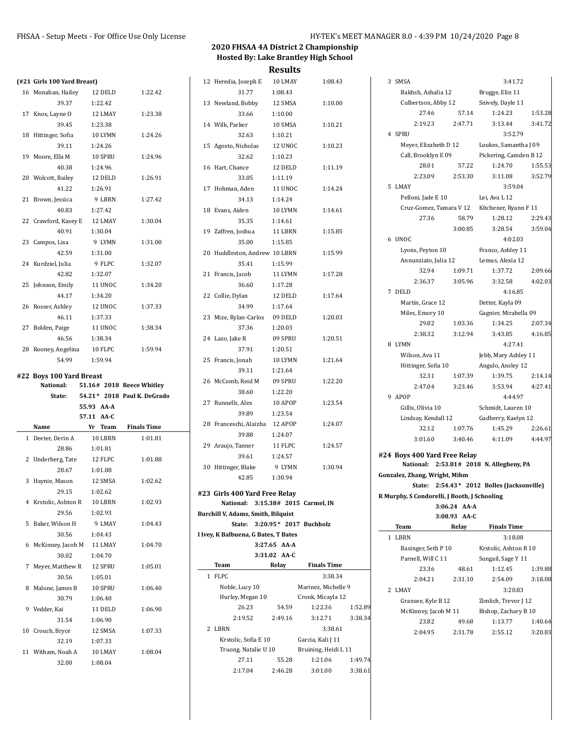## 2020 FHSAA 4A District 2 Championship

### Hosted By: Lake Brantley High School

### Results

**(#21 Girls 100 Yard Breast)**

| | Name | Yr | Team | Finals Time |
|---|---|---|---|---|
| 16 | Monahan, Hailey | 12 | DELD | 1:22.42 |
| | 39.37 | 1:22.42 | | |
| 17 | Knox, Layne O | 12 | LMAY | 1:23.38 |
| | 39.45 | 1:23.38 | | |
| 18 | Hittinger, Sofia | 10 | LYMN | 1:24.26 |
| | 39.11 | 1:24.26 | | |
| 19 | Moore, Ella M | 10 | SPRU | 1:24.96 |
| | 40.38 | 1:24.96 | | |
| 20 | Wolcott, Bailey | 12 | DELD | 1:26.91 |
| | 41.22 | 1:26.91 | | |
| 21 | Brown, Jessica | 9 | LBRN | 1:27.42 |
| | 40.83 | 1:27.42 | | |
| 22 | Crawford, Kasey E | 12 | LMAY | 1:30.04 |
| | 40.91 | 1:30.04 | | |
| 23 | Campos, Lisa | 9 | LYMN | 1:31.00 |
| | 42.59 | 1:31.00 | | |
| 24 | Kurdziel, Julia | 9 | FLPC | 1:32.07 |
| | 42.82 | 1:32.07 | | |
| 25 | Johnson, Emily | 11 | UNOC | 1:34.20 |
| | 44.17 | 1:34.20 | | |
| 26 | Rosser, Ashley | 12 | UNOC | 1:37.33 |
| | 46.11 | 1:37.33 | | |
| 27 | Bolden, Paige | 11 | UNOC | 1:38.34 |
| | 46.56 | 1:38.34 | | |
| 28 | Rooney, Angelina | 10 | FLPC | 1:59.94 |
| | 54.99 | 1:59.94 | | |

**#22 Boys 100 Yard Breast**

National: 51.16# 2018 Reece Whitley
State: 54.21* 2018 Paul K. DeGrado
55.93 AA-A
57.11 AA-C

| | Name | Yr | Team | Finals Time |
|---|---|---|---|---|
| 1 | Deeter, Derin A | 10 | LBRN | 1:01.81 |
| | 28.86 | 1:01.81 | | |
| 2 | Underberg, Tate | 12 | FLPC | 1:01.88 |
| | 28.67 | 1:01.88 | | |
| 3 | Haynie, Mason | 12 | SMSA | 1:02.62 |
| | 29.15 | 1:02.62 | | |
| 4 | Krstolic, Ashton R | 10 | LBRN | 1:02.93 |
| | 29.56 | 1:02.93 | | |
| 5 | Baker, Wilson H | 9 | LMAY | 1:04.43 |
| | 30.56 | 1:04.43 | | |
| 6 | McKinney, Jacob M | 11 | LMAY | 1:04.70 |
| | 30.02 | 1:04.70 | | |
| 7 | Meyer, Matthew R | 12 | SPRU | 1:05.01 |
| | 30.56 | 1:05.01 | | |
| 8 | Malone, James B | 10 | SPRU | 1:06.40 |
| | 30.79 | 1:06.40 | | |
| 9 | Vedder, Kai | 11 | DELD | 1:06.90 |
| | 31.54 | 1:06.90 | | |
| 10 | Crouch, Bryce | 12 | SMSA | 1:07.33 |
| | 32.19 | 1:07.33 | | |
| 11 | Witham, Noah A | 10 | LMAY | 1:08.04 |
| | 32.00 | 1:08.04 | | |
| 12 | Heredia, Joseph E | 10 | LMAY | 1:08.43 |
| | 31.77 | 1:08.43 | | |
| 13 | Newland, Bobby | 12 | SMSA | 1:10.00 |
| | 33.66 | 1:10.00 | | |
| 14 | Wilk, Parker | 10 | SMSA | 1:10.21 |
| | 32.63 | 1:10.21 | | |
| 15 | Agosto, Nicholas | 12 | UNOC | 1:10.23 |
| | 32.62 | 1:10.23 | | |
| 16 | Hart, Chance | 12 | DELD | 1:11.19 |
| | 33.05 | 1:11.19 | | |
| 17 | Hohman, Aden | 11 | UNOC | 1:14.24 |
| | 34.13 | 1:14.24 | | |
| 18 | Evans, Aiden | 10 | LYMN | 1:14.61 |
| | 35.35 | 1:14.61 | | |
| 19 | Zaffren, Joshua | 11 | LBRN | 1:15.85 |
| | 35.00 | 1:15.85 | | |
| 20 | Huddleston, Andrew | 10 | LBRN | 1:15.99 |
| | 35.41 | 1:15.99 | | |
| 21 | Francis, Jacob | 11 | LYMN | 1:17.28 |
| | 36.60 | 1:17.28 | | |
| 22 | Collie, Dylan | 12 | DELD | 1:17.64 |
| | 34.99 | 1:17.64 | | |
| 23 | Mize, Rylan-Carlos | 09 | DELD | 1:20.03 |
| | 37.36 | 1:20.03 | | |
| 24 | Lazo, Jake R | 09 | SPRU | 1:20.51 |
| | 37.91 | 1:20.51 | | |
| 25 | Francis, Jonah | 10 | LYMN | 1:21.64 |
| | 39.11 | 1:21.64 | | |
| 26 | McComb, Reid M | 09 | SPRU | 1:22.20 |
| | 38.60 | 1:22.20 | | |
| 27 | Runnells, Alex | 10 | APOP | 1:23.54 |
| | 39.89 | 1:23.54 | | |
| 28 | Franceschi, Alaizha | 12 | APOP | 1:24.07 |
| | 39.88 | 1:24.07 | | |
| 29 | Araujo, Tanner | 11 | FLPC | 1:24.57 |
| | 39.61 | 1:24.57 | | |
| 30 | Hittinger, Blake | 9 | LYMN | 1:30.94 |
| | 42.85 | 1:30.94 | | |

**#23 Girls 400 Yard Free Relay**

National: 3:15.38# 2015 Carmel, IN
Burchill V, Adams, Smith, Bilquist
State: 3:20.95* 2017 Buchholz
I Ivey, K Balbuena, G Bates, T Bates
3:27.65 AA-A
3:31.02 AA-C

| | Team | Relay | Finals Time | |
|---|---|---|---|---|
| 1 | FLPC | | 3:38.34 | |
| | Noble, Lucy 10 | | Marinez, Michelle 9 | |
| | Hurley, Megan 10 | | Cronk, Micayla 12 | |
| | 26.23 | 54.59 | 1:22.36 | 1:52.89 |
| | 2:19.52 | 2:49.16 | 3:12.71 | 3:38.34 |
| 2 | LBRN | | 3:38.61 | |
| | Krstolic, Sofia E 10 | | Garcia, Kali J 11 | |
| | Truong, Natalie U 10 | | Bruining, Heidi L 11 | |
| | 27.11 | 55.28 | 1:21.06 | 1:49.74 |
| | 2:17.04 | 2:46.28 | 3:01.00 | 3:38.61 |
| 3 | SMSA | | 3:41.72 | |
| | Bakhsh, Ashalia 12 | | Brugge, Elin 11 | |
| | Culbertson, Abby 12 | | Snively, Dayle 11 | |
| | 27.46 | 57.14 | 1:24.23 | 1:53.28 |
| | 2:19.23 | 2:47.71 | 3:13.44 | 3:41.72 |
| 4 | SPRU | | 3:52.79 | |
| | Meyer, Elizabeth D 12 | | Loukes, Samantha J 09 | |
| | Call, Brooklyn E 09 | | Pickering, Camden B 12 | |
| | 28.01 | 57.22 | 1:24.70 | 1:55.53 |
| | 2:23.09 | 2:53.30 | 3:11.08 | 3:52.79 |
| 5 | LMAY | | 3:59.04 | |
| | Pelloni, Jade E 10 | | Lei, Ava L 12 | |
| | Cruz-Gomez, Tamara V 12 | | Kitchener, Ryann F 11 | |
| | 27.36 | 58.79 | 1:28.12 | 2:29.43 |
| | | 3:00.85 | 3:28.54 | 3:59.04 |
| 6 | UNOC | | 4:02.03 | |
| | Lyons, Peyton 10 | | Franco, Ashley 11 | |
| | Annunziato, Julia 12 | | Lemus, Alexia 12 | |
| | 32.94 | 1:09.71 | 1:37.72 | 2:09.66 |
| | 2:36.37 | 3:05.96 | 3:32.58 | 4:02.03 |
| 7 | DELD | | 4:16.85 | |
| | Martin, Grace 12 | | Detter, Kayla 09 | |
| | Miles, Emory 10 | | Gagnier, Mirabella 09 | |
| | 29.82 | 1:03.36 | 1:34.25 | 2:07.34 |
| | 2:38.32 | 3:12.94 | 3:43.85 | 4:16.85 |
| 8 | LYMN | | 4:27.41 | |
| | Wilson, Ava 11 | | Jebb, Mary Ashley 11 | |
| | Hittinger, Sofia 10 | | Angulo, Ansley 12 | |
| | 32.31 | 1:07.39 | 1:39.75 | 2:14.14 |
| | 2:47.04 | 3:23.46 | 3:53.94 | 4:27.41 |
| 9 | APOP | | 4:44.97 | |
| | Gillis, Olivia 10 | | Schmidt, Lauren 10 | |
| | Lindsay, Kendall 12 | | Gadberry, Kaelyn 12 | |
| | 32.12 | 1:07.76 | 1:45.29 | 2:26.61 |
| | 3:01.60 | 3:40.46 | 4:11.09 | 4:44.97 |

**#24 Boys 400 Yard Free Relay**

National: 2:53.81# 2018 N. Allegheny, PA
Gonzalez, Zhang, Wright, Mihm
State: 2:54.43* 2012 Bolles (Jacksonville)
R Murphy, S Condorelli, J Booth, J Schooling
3:06.24 AA-A
3:08.93 AA-C

| | Team | Relay | Finals Time | |
|---|---|---|---|---|
| 1 | LBRN | | 3:18.08 | |
| | Basinger, Seth P 10 | | Krstolic, Ashton R 10 | |
| | Parnell, Will C 11 | | Sungail, Sage Y 11 | |
| | 23.36 | 48.61 | 1:12.45 | 1:39.88 |
| | 2:04.21 | 2:31.10 | 2:54.09 | 3:18.08 |
| 2 | LMAY | | 3:20.83 | |
| | Gransee, Kyle B 12 | | Zimlich, Trevor J 12 | |
| | McKinney, Jacob M 11 | | Bishop, Zachary B 10 | |
| | 23.82 | 49.68 | 1:13.77 | 1:40.64 |
| | 2:04.95 | 2:31.78 | 2:55.12 | 3:20.83 |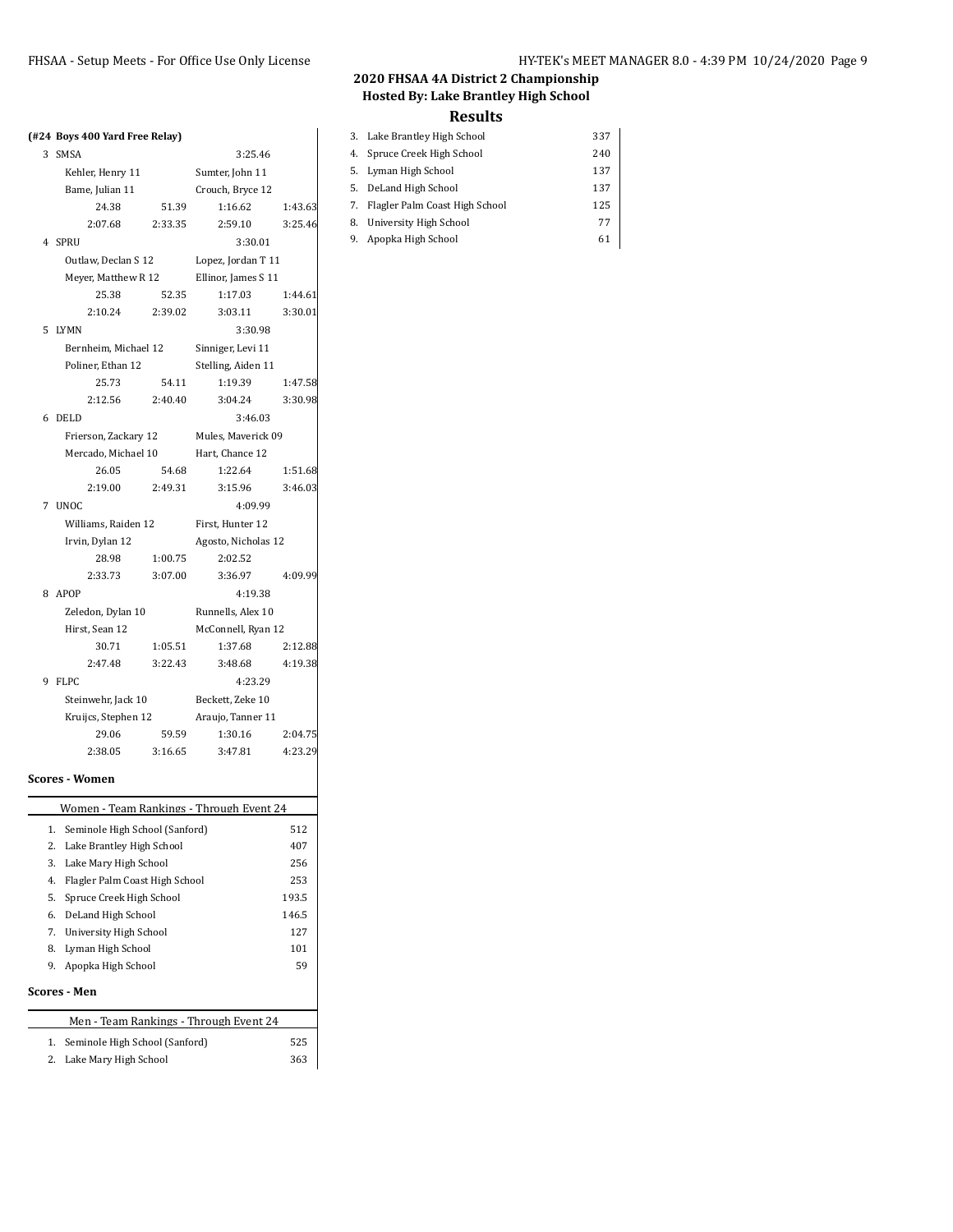## 2020 FHSAA 4A District 2 Championship
### Hosted By: Lake Brantley High School
### Results

**(#24 Boys 400 Yard Free Relay)**

3 SMSA 3:25.46
Kehler, Henry 11 — Sumter, John 11
Bame, Julian 11 — Crouch, Bryce 12
24.38 51.39 1:16.62 1:43.63
2:07.68 2:33.35 2:59.10 3:25.46

4 SPRU 3:30.01
Outlaw, Declan S 12 — Lopez, Jordan T 11
Meyer, Matthew R 12 — Ellinor, James S 11
25.38 52.35 1:17.03 1:44.61
2:10.24 2:39.02 3:03.11 3:30.01

5 LYMN 3:30.98
Bernheim, Michael 12 — Sinniger, Levi 11
Poliner, Ethan 12 — Stelling, Aiden 11
25.73 54.11 1:19.39 1:47.58
2:12.56 2:40.40 3:04.24 3:30.98

6 DELD 3:46.03
Frierson, Zackary 12 — Mules, Maverick 09
Mercado, Michael 10 — Hart, Chance 12
26.05 54.68 1:22.64 1:51.68
2:19.00 2:49.31 3:15.96 3:46.03

7 UNOC 4:09.99
Williams, Raiden 12 — First, Hunter 12
Irvin, Dylan 12 — Agosto, Nicholas 12
28.98 1:00.75 2:02.52
2:33.73 3:07.00 3:36.97 4:09.99

8 APOP 4:19.38
Zeledon, Dylan 10 — Runnells, Alex 10
Hirst, Sean 12 — McConnell, Ryan 12
30.71 1:05.51 1:37.68 2:12.88
2:47.48 3:22.43 3:48.68 4:19.38

9 FLPC 4:23.29
Steinwehr, Jack 10 — Beckett, Zeke 10
Kruijcs, Stephen 12 — Araujo, Tanner 11
29.06 59.59 1:30.16 2:04.75
2:38.05 3:16.65 3:47.81 4:23.29

### Scores - Women

Women - Team Rankings - Through Event 24

| | | |
|---|---|---|
| 1. | Seminole High School (Sanford) | 512 |
| 2. | Lake Brantley High School | 407 |
| 3. | Lake Mary High School | 256 |
| 4. | Flagler Palm Coast High School | 253 |
| 5. | Spruce Creek High School | 193.5 |
| 6. | DeLand High School | 146.5 |
| 7. | University High School | 127 |
| 8. | Lyman High School | 101 |
| 9. | Apopka High School | 59 |

### Scores - Men

Men - Team Rankings - Through Event 24

| | | |
|---|---|---|
| 1. | Seminole High School (Sanford) | 525 |
| 2. | Lake Mary High School | 363 |
| 3. | Lake Brantley High School | 337 |
| 4. | Spruce Creek High School | 240 |
| 5. | Lyman High School | 137 |
| 5. | DeLand High School | 137 |
| 7. | Flagler Palm Coast High School | 125 |
| 8. | University High School | 77 |
| 9. | Apopka High School | 61 |